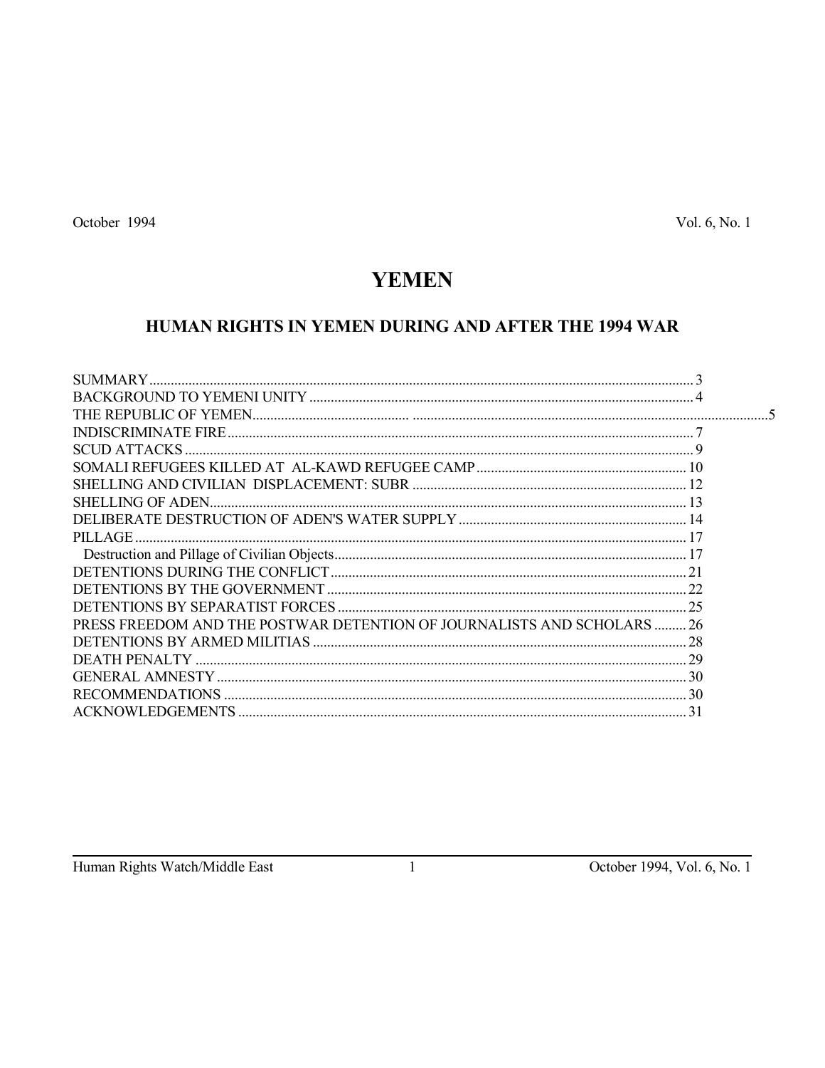October 1994 Vol. 6, No. 1

# YEMEN

## HUMAN RIGHTS IN YEMEN DURING AND AFTER THE 1994 WAR

SUMMARY ..... 3
BACKGROUND TO YEMENI UNITY ..... 4
THE REPUBLIC OF YEMEN ..... 5
INDISCRIMINATE FIRE ..... 7
SCUD ATTACKS ..... 9
SOMALI REFUGEES KILLED AT AL-KAWD REFUGEE CAMP ..... 10
SHELLING AND CIVILIAN DISPLACEMENT: SUBR ..... 12
SHELLING OF ADEN ..... 13
DELIBERATE DESTRUCTION OF ADEN'S WATER SUPPLY ..... 14
PILLAGE ..... 17
Destruction and Pillage of Civilian Objects ..... 17
DETENTIONS DURING THE CONFLICT ..... 21
DETENTIONS BY THE GOVERNMENT ..... 22
DETENTIONS BY SEPARATIST FORCES ..... 25
PRESS FREEDOM AND THE POSTWAR DETENTION OF JOURNALISTS AND SCHOLARS ..... 26
DETENTIONS BY ARMED MILITIAS ..... 28
DEATH PENALTY ..... 29
GENERAL AMNESTY ..... 30
RECOMMENDATIONS ..... 30
ACKNOWLEDGEMENTS ..... 31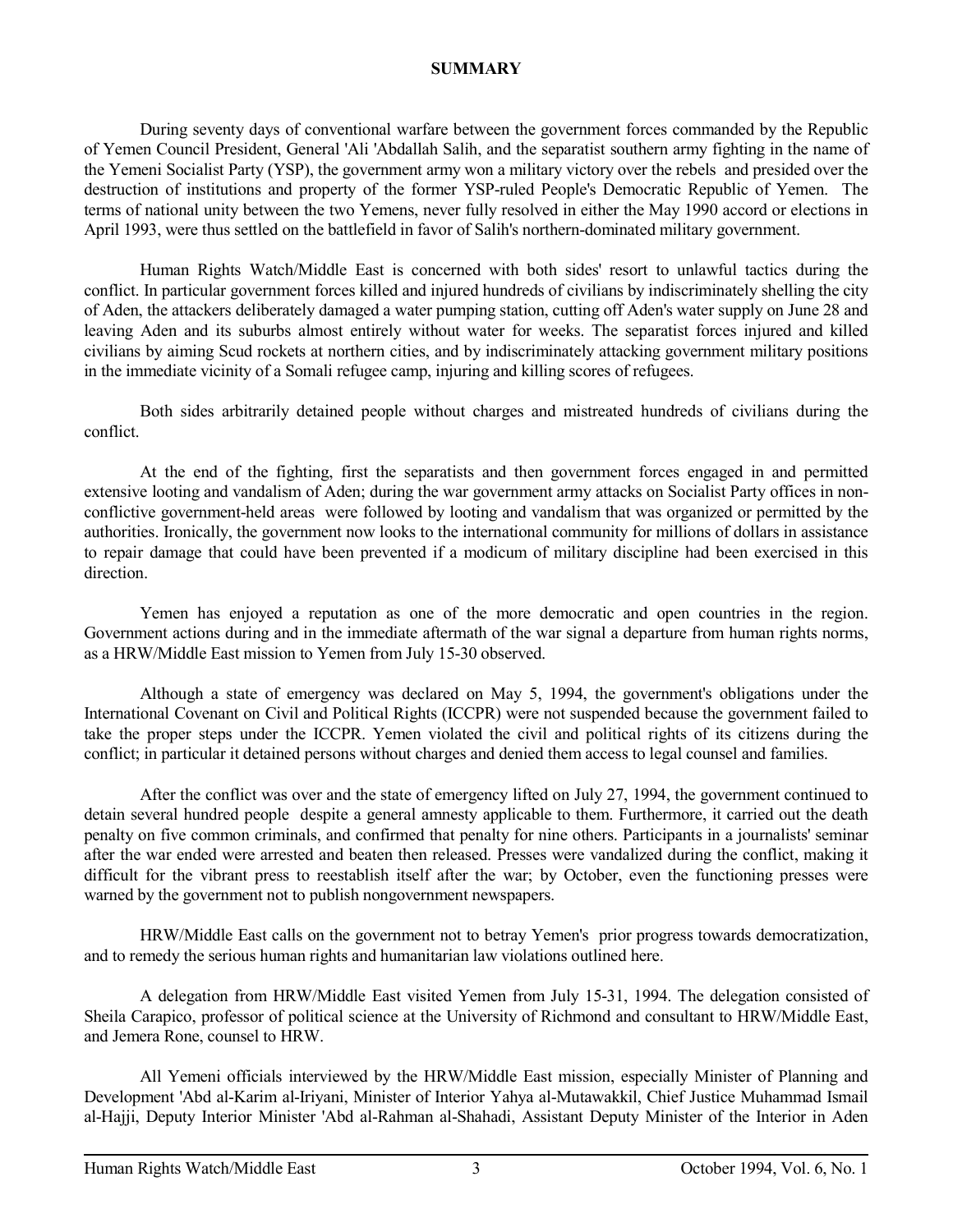## SUMMARY

During seventy days of conventional warfare between the government forces commanded by the Republic of Yemen Council President, General 'Ali 'Abdallah Salih, and the separatist southern army fighting in the name of the Yemeni Socialist Party (YSP), the government army won a military victory over the rebels and presided over the destruction of institutions and property of the former YSP-ruled People's Democratic Republic of Yemen. The terms of national unity between the two Yemens, never fully resolved in either the May 1990 accord or elections in April 1993, were thus settled on the battlefield in favor of Salih's northern-dominated military government.

Human Rights Watch/Middle East is concerned with both sides' resort to unlawful tactics during the conflict. In particular government forces killed and injured hundreds of civilians by indiscriminately shelling the city of Aden, the attackers deliberately damaged a water pumping station, cutting off Aden's water supply on June 28 and leaving Aden and its suburbs almost entirely without water for weeks. The separatist forces injured and killed civilians by aiming Scud rockets at northern cities, and by indiscriminately attacking government military positions in the immediate vicinity of a Somali refugee camp, injuring and killing scores of refugees.

Both sides arbitrarily detained people without charges and mistreated hundreds of civilians during the conflict.

At the end of the fighting, first the separatists and then government forces engaged in and permitted extensive looting and vandalism of Aden; during the war government army attacks on Socialist Party offices in non-conflictive government-held areas were followed by looting and vandalism that was organized or permitted by the authorities. Ironically, the government now looks to the international community for millions of dollars in assistance to repair damage that could have been prevented if a modicum of military discipline had been exercised in this direction.

Yemen has enjoyed a reputation as one of the more democratic and open countries in the region. Government actions during and in the immediate aftermath of the war signal a departure from human rights norms, as a HRW/Middle East mission to Yemen from July 15-30 observed.

Although a state of emergency was declared on May 5, 1994, the government's obligations under the International Covenant on Civil and Political Rights (ICCPR) were not suspended because the government failed to take the proper steps under the ICCPR. Yemen violated the civil and political rights of its citizens during the conflict; in particular it detained persons without charges and denied them access to legal counsel and families.

After the conflict was over and the state of emergency lifted on July 27, 1994, the government continued to detain several hundred people despite a general amnesty applicable to them. Furthermore, it carried out the death penalty on five common criminals, and confirmed that penalty for nine others. Participants in a journalists' seminar after the war ended were arrested and beaten then released. Presses were vandalized during the conflict, making it difficult for the vibrant press to reestablish itself after the war; by October, even the functioning presses were warned by the government not to publish nongovernment newspapers.

HRW/Middle East calls on the government not to betray Yemen's prior progress towards democratization, and to remedy the serious human rights and humanitarian law violations outlined here.

A delegation from HRW/Middle East visited Yemen from July 15-31, 1994. The delegation consisted of Sheila Carapico, professor of political science at the University of Richmond and consultant to HRW/Middle East, and Jemera Rone, counsel to HRW.

All Yemeni officials interviewed by the HRW/Middle East mission, especially Minister of Planning and Development 'Abd al-Karim al-Iriyani, Minister of Interior Yahya al-Mutawakkil, Chief Justice Muhammad Ismail al-Hajji, Deputy Interior Minister 'Abd al-Rahman al-Shahadi, Assistant Deputy Minister of the Interior in Aden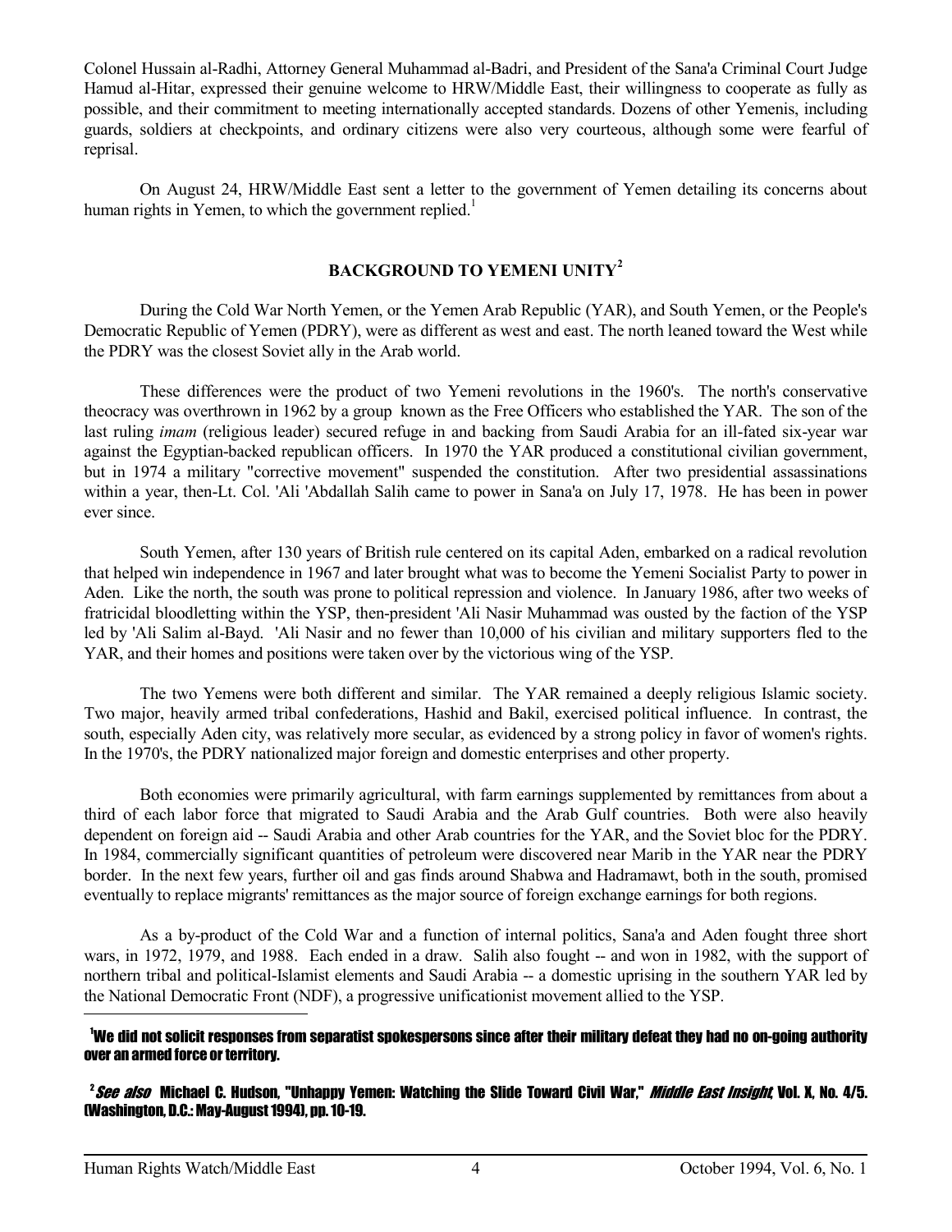Colonel Hussain al-Radhi, Attorney General Muhammad al-Badri, and President of the Sana'a Criminal Court Judge Hamud al-Hitar, expressed their genuine welcome to HRW/Middle East, their willingness to cooperate as fully as possible, and their commitment to meeting internationally accepted standards. Dozens of other Yemenis, including guards, soldiers at checkpoints, and ordinary citizens were also very courteous, although some were fearful of reprisal.

On August 24, HRW/Middle East sent a letter to the government of Yemen detailing its concerns about human rights in Yemen, to which the government replied.[1]

## BACKGROUND TO YEMENI UNITY[2]

During the Cold War North Yemen, or the Yemen Arab Republic (YAR), and South Yemen, or the People's Democratic Republic of Yemen (PDRY), were as different as west and east. The north leaned toward the West while the PDRY was the closest Soviet ally in the Arab world.

These differences were the product of two Yemeni revolutions in the 1960's. The north's conservative theocracy was overthrown in 1962 by a group known as the Free Officers who established the YAR. The son of the last ruling *imam* (religious leader) secured refuge in and backing from Saudi Arabia for an ill-fated six-year war against the Egyptian-backed republican officers. In 1970 the YAR produced a constitutional civilian government, but in 1974 a military "corrective movement" suspended the constitution. After two presidential assassinations within a year, then-Lt. Col. 'Ali 'Abdallah Salih came to power in Sana'a on July 17, 1978. He has been in power ever since.

South Yemen, after 130 years of British rule centered on its capital Aden, embarked on a radical revolution that helped win independence in 1967 and later brought what was to become the Yemeni Socialist Party to power in Aden. Like the north, the south was prone to political repression and violence. In January 1986, after two weeks of fratricidal bloodletting within the YSP, then-president 'Ali Nasir Muhammad was ousted by the faction of the YSP led by 'Ali Salim al-Bayd. 'Ali Nasir and no fewer than 10,000 of his civilian and military supporters fled to the YAR, and their homes and positions were taken over by the victorious wing of the YSP.

The two Yemens were both different and similar. The YAR remained a deeply religious Islamic society. Two major, heavily armed tribal confederations, Hashid and Bakil, exercised political influence. In contrast, the south, especially Aden city, was relatively more secular, as evidenced by a strong policy in favor of women's rights. In the 1970's, the PDRY nationalized major foreign and domestic enterprises and other property.

Both economies were primarily agricultural, with farm earnings supplemented by remittances from about a third of each labor force that migrated to Saudi Arabia and the Arab Gulf countries. Both were also heavily dependent on foreign aid -- Saudi Arabia and other Arab countries for the YAR, and the Soviet bloc for the PDRY. In 1984, commercially significant quantities of petroleum were discovered near Marib in the YAR near the PDRY border. In the next few years, further oil and gas finds around Shabwa and Hadramawt, both in the south, promised eventually to replace migrants' remittances as the major source of foreign exchange earnings for both regions.

As a by-product of the Cold War and a function of internal politics, Sana'a and Aden fought three short wars, in 1972, 1979, and 1988. Each ended in a draw. Salih also fought -- and won in 1982, with the support of northern tribal and political-Islamist elements and Saudi Arabia -- a domestic uprising in the southern YAR led by the National Democratic Front (NDF), a progressive unificationist movement allied to the YSP.

---

[1] We did not solicit responses from separatist spokespersons since after their military defeat they had no on-going authority over an armed force or territory.

[2] *See also* Michael C. Hudson, "Unhappy Yemen: Watching the Slide Toward Civil War," *Middle East Insight*, Vol. X, No. 4/5. (Washington, D.C.: May-August 1994), pp. 10-19.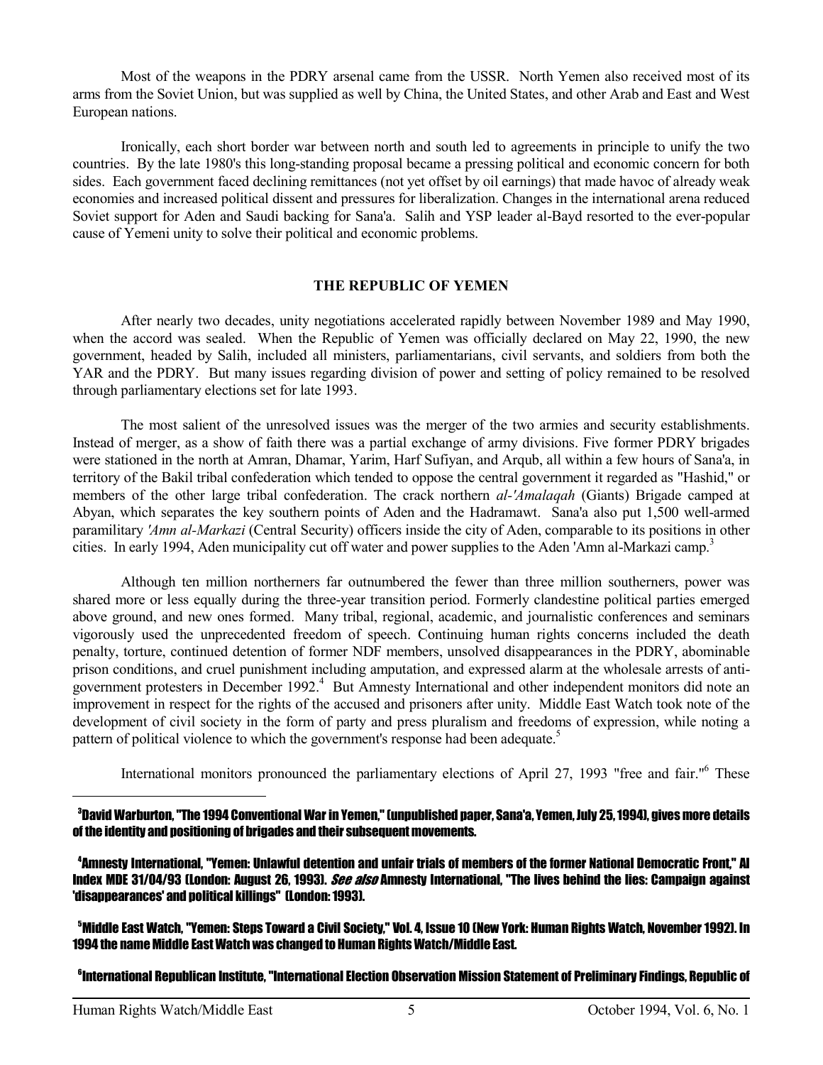Most of the weapons in the PDRY arsenal came from the USSR. North Yemen also received most of its arms from the Soviet Union, but was supplied as well by China, the United States, and other Arab and East and West European nations.

Ironically, each short border war between north and south led to agreements in principle to unify the two countries. By the late 1980's this long-standing proposal became a pressing political and economic concern for both sides. Each government faced declining remittances (not yet offset by oil earnings) that made havoc of already weak economies and increased political dissent and pressures for liberalization. Changes in the international arena reduced Soviet support for Aden and Saudi backing for Sana'a. Salih and YSP leader al-Bayd resorted to the ever-popular cause of Yemeni unity to solve their political and economic problems.

## THE REPUBLIC OF YEMEN

After nearly two decades, unity negotiations accelerated rapidly between November 1989 and May 1990, when the accord was sealed. When the Republic of Yemen was officially declared on May 22, 1990, the new government, headed by Salih, included all ministers, parliamentarians, civil servants, and soldiers from both the YAR and the PDRY. But many issues regarding division of power and setting of policy remained to be resolved through parliamentary elections set for late 1993.

The most salient of the unresolved issues was the merger of the two armies and security establishments. Instead of merger, as a show of faith there was a partial exchange of army divisions. Five former PDRY brigades were stationed in the north at Amran, Dhamar, Yarim, Harf Sufiyan, and Arqub, all within a few hours of Sana'a, in territory of the Bakil tribal confederation which tended to oppose the central government it regarded as "Hashid," or members of the other large tribal confederation. The crack northern *al-'Amalaqah* (Giants) Brigade camped at Abyan, which separates the key southern points of Aden and the Hadramawt. Sana'a also put 1,500 well-armed paramilitary *'Amn al-Markazi* (Central Security) officers inside the city of Aden, comparable to its positions in other cities. In early 1994, Aden municipality cut off water and power supplies to the Aden 'Amn al-Markazi camp.[3]

Although ten million northerners far outnumbered the fewer than three million southerners, power was shared more or less equally during the three-year transition period. Formerly clandestine political parties emerged above ground, and new ones formed. Many tribal, regional, academic, and journalistic conferences and seminars vigorously used the unprecedented freedom of speech. Continuing human rights concerns included the death penalty, torture, continued detention of former NDF members, unsolved disappearances in the PDRY, abominable prison conditions, and cruel punishment including amputation, and expressed alarm at the wholesale arrests of anti-government protesters in December 1992.[4] But Amnesty International and other independent monitors did note an improvement in respect for the rights of the accused and prisoners after unity. Middle East Watch took note of the development of civil society in the form of party and press pluralism and freedoms of expression, while noting a pattern of political violence to which the government's response had been adequate.[5]

International monitors pronounced the parliamentary elections of April 27, 1993 "free and fair."[6] These

---

[3] David Warburton, "The 1994 Conventional War in Yemen," (unpublished paper, Sana'a, Yemen, July 25, 1994), gives more details of the identity and positioning of brigades and their subsequent movements.

[4] Amnesty International, "Yemen: Unlawful detention and unfair trials of members of the former National Democratic Front," AI Index MDE 31/04/93 (London: August 26, 1993). *See also* Amnesty International, "The lives behind the lies: Campaign against 'disappearances' and political killings" (London: 1993).

[5] Middle East Watch, "Yemen: Steps Toward a Civil Society," Vol. 4, Issue 10 (New York: Human Rights Watch, November 1992). In 1994 the name Middle East Watch was changed to Human Rights Watch/Middle East.

[6] International Republican Institute, "International Election Observation Mission Statement of Preliminary Findings, Republic of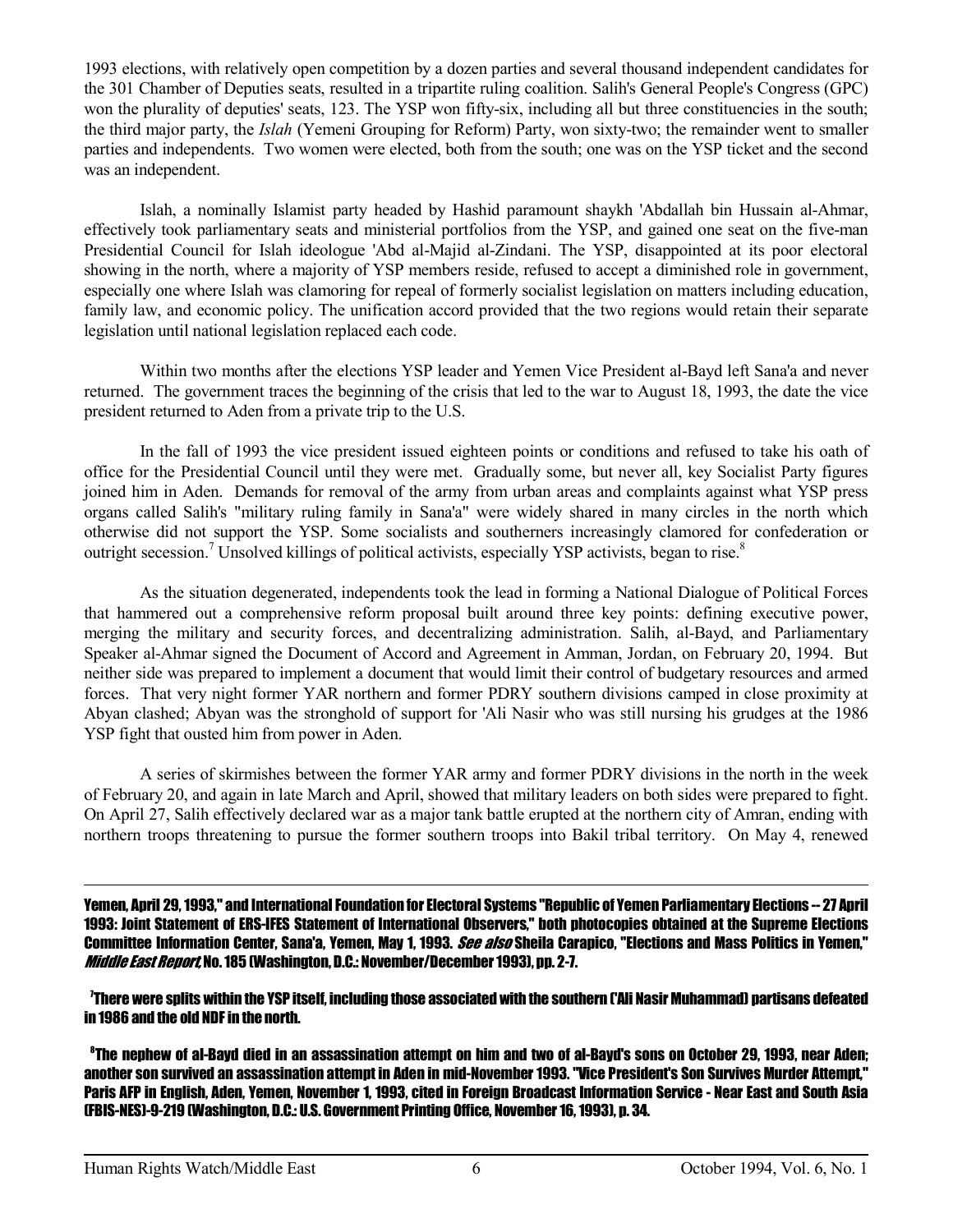1993 elections, with relatively open competition by a dozen parties and several thousand independent candidates for the 301 Chamber of Deputies seats, resulted in a tripartite ruling coalition. Salih's General People's Congress (GPC) won the plurality of deputies' seats, 123. The YSP won fifty-six, including all but three constituencies in the south; the third major party, the *Islah* (Yemeni Grouping for Reform) Party, won sixty-two; the remainder went to smaller parties and independents. Two women were elected, both from the south; one was on the YSP ticket and the second was an independent.

Islah, a nominally Islamist party headed by Hashid paramount shaykh 'Abdallah bin Hussain al-Ahmar, effectively took parliamentary seats and ministerial portfolios from the YSP, and gained one seat on the five-man Presidential Council for Islah ideologue 'Abd al-Majid al-Zindani. The YSP, disappointed at its poor electoral showing in the north, where a majority of YSP members reside, refused to accept a diminished role in government, especially one where Islah was clamoring for repeal of formerly socialist legislation on matters including education, family law, and economic policy. The unification accord provided that the two regions would retain their separate legislation until national legislation replaced each code.

Within two months after the elections YSP leader and Yemen Vice President al-Bayd left Sana'a and never returned. The government traces the beginning of the crisis that led to the war to August 18, 1993, the date the vice president returned to Aden from a private trip to the U.S.

In the fall of 1993 the vice president issued eighteen points or conditions and refused to take his oath of office for the Presidential Council until they were met. Gradually some, but never all, key Socialist Party figures joined him in Aden. Demands for removal of the army from urban areas and complaints against what YSP press organs called Salih's "military ruling family in Sana'a" were widely shared in many circles in the north which otherwise did not support the YSP. Some socialists and southerners increasingly clamored for confederation or outright secession.[7] Unsolved killings of political activists, especially YSP activists, began to rise.[8]

As the situation degenerated, independents took the lead in forming a National Dialogue of Political Forces that hammered out a comprehensive reform proposal built around three key points: defining executive power, merging the military and security forces, and decentralizing administration. Salih, al-Bayd, and Parliamentary Speaker al-Ahmar signed the Document of Accord and Agreement in Amman, Jordan, on February 20, 1994. But neither side was prepared to implement a document that would limit their control of budgetary resources and armed forces. That very night former YAR northern and former PDRY southern divisions camped in close proximity at Abyan clashed; Abyan was the stronghold of support for 'Ali Nasir who was still nursing his grudges at the 1986 YSP fight that ousted him from power in Aden.

A series of skirmishes between the former YAR army and former PDRY divisions in the north in the week of February 20, and again in late March and April, showed that military leaders on both sides were prepared to fight. On April 27, Salih effectively declared war as a major tank battle erupted at the northern city of Amran, ending with northern troops threatening to pursue the former southern troops into Bakil tribal territory. On May 4, renewed

---

Yemen, April 29, 1993," and International Foundation for Electoral Systems "Republic of Yemen Parliamentary Elections -- 27 April 1993: Joint Statement of ERS-IFES Statement of International Observers," both photocopies obtained at the Supreme Elections Committee Information Center, Sana'a, Yemen, May 1, 1993. *See also* Sheila Carapico, "Elections and Mass Politics in Yemen," *Middle East Report*, No. 185 (Washington, D.C.: November/December 1993), pp. 2-7.

[7] There were splits within the YSP itself, including those associated with the southern ('Ali Nasir Muhammad) partisans defeated in 1986 and the old NDF in the north.

[8] The nephew of al-Bayd died in an assassination attempt on him and two of al-Bayd's sons on October 29, 1993, near Aden; another son survived an assassination attempt in Aden in mid-November 1993. "Vice President's Son Survives Murder Attempt," Paris AFP in English, Aden, Yemen, November 1, 1993, cited in Foreign Broadcast Information Service - Near East and South Asia (FBIS-NES)-9-219 (Washington, D.C.: U.S. Government Printing Office, November 16, 1993), p. 34.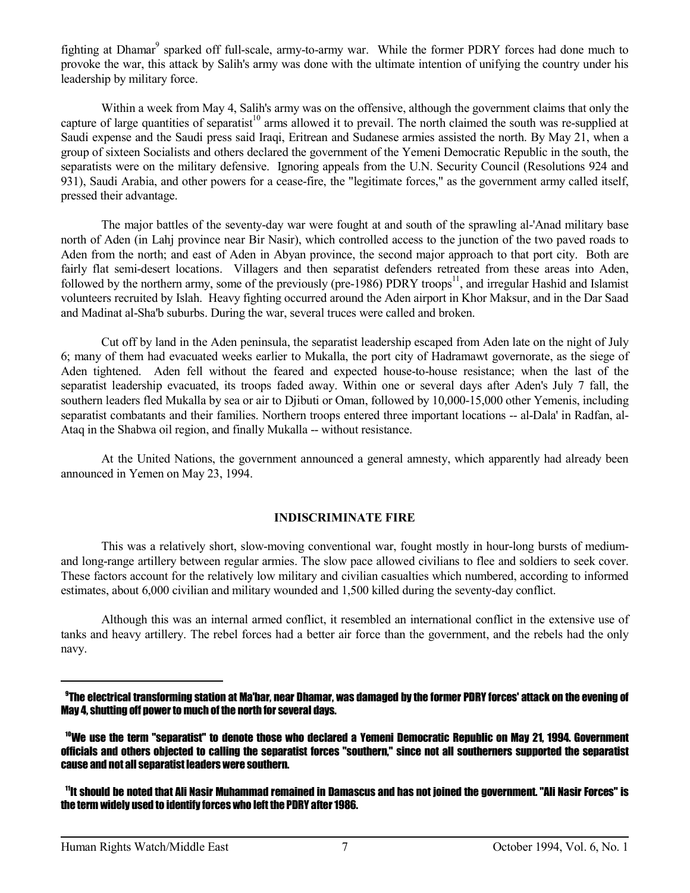fighting at Dhamar[9] sparked off full-scale, army-to-army war. While the former PDRY forces had done much to provoke the war, this attack by Salih's army was done with the ultimate intention of unifying the country under his leadership by military force.

Within a week from May 4, Salih's army was on the offensive, although the government claims that only the capture of large quantities of separatist[10] arms allowed it to prevail. The north claimed the south was re-supplied at Saudi expense and the Saudi press said Iraqi, Eritrean and Sudanese armies assisted the north. By May 21, when a group of sixteen Socialists and others declared the government of the Yemeni Democratic Republic in the south, the separatists were on the military defensive. Ignoring appeals from the U.N. Security Council (Resolutions 924 and 931), Saudi Arabia, and other powers for a cease-fire, the "legitimate forces," as the government army called itself, pressed their advantage.

The major battles of the seventy-day war were fought at and south of the sprawling al-'Anad military base north of Aden (in Lahj province near Bir Nasir), which controlled access to the junction of the two paved roads to Aden from the north; and east of Aden in Abyan province, the second major approach to that port city. Both are fairly flat semi-desert locations. Villagers and then separatist defenders retreated from these areas into Aden, followed by the northern army, some of the previously (pre-1986) PDRY troops[11], and irregular Hashid and Islamist volunteers recruited by Islah. Heavy fighting occurred around the Aden airport in Khor Maksur, and in the Dar Saad and Madinat al-Sha'b suburbs. During the war, several truces were called and broken.

Cut off by land in the Aden peninsula, the separatist leadership escaped from Aden late on the night of July 6; many of them had evacuated weeks earlier to Mukalla, the port city of Hadramawt governorate, as the siege of Aden tightened. Aden fell without the feared and expected house-to-house resistance; when the last of the separatist leadership evacuated, its troops faded away. Within one or several days after Aden's July 7 fall, the southern leaders fled Mukalla by sea or air to Djibuti or Oman, followed by 10,000-15,000 other Yemenis, including separatist combatants and their families. Northern troops entered three important locations -- al-Dala' in Radfan, al-Ataq in the Shabwa oil region, and finally Mukalla -- without resistance.

At the United Nations, the government announced a general amnesty, which apparently had already been announced in Yemen on May 23, 1994.

## INDISCRIMINATE FIRE

This was a relatively short, slow-moving conventional war, fought mostly in hour-long bursts of medium- and long-range artillery between regular armies. The slow pace allowed civilians to flee and soldiers to seek cover. These factors account for the relatively low military and civilian casualties which numbered, according to informed estimates, about 6,000 civilian and military wounded and 1,500 killed during the seventy-day conflict.

Although this was an internal armed conflict, it resembled an international conflict in the extensive use of tanks and heavy artillery. The rebel forces had a better air force than the government, and the rebels had the only navy.

---

[9] The electrical transforming station at Ma'bar, near Dhamar, was damaged by the former PDRY forces' attack on the evening of May 4, shutting off power to much of the north for several days.

[10] We use the term "separatist" to denote those who declared a Yemeni Democratic Republic on May 21, 1994. Government officials and others objected to calling the separatist forces "southern," since not all southerners supported the separatist cause and not all separatist leaders were southern.

[11] It should be noted that Ali Nasir Muhammad remained in Damascus and has not joined the government. "Ali Nasir Forces" is the term widely used to identify forces who left the PDRY after 1986.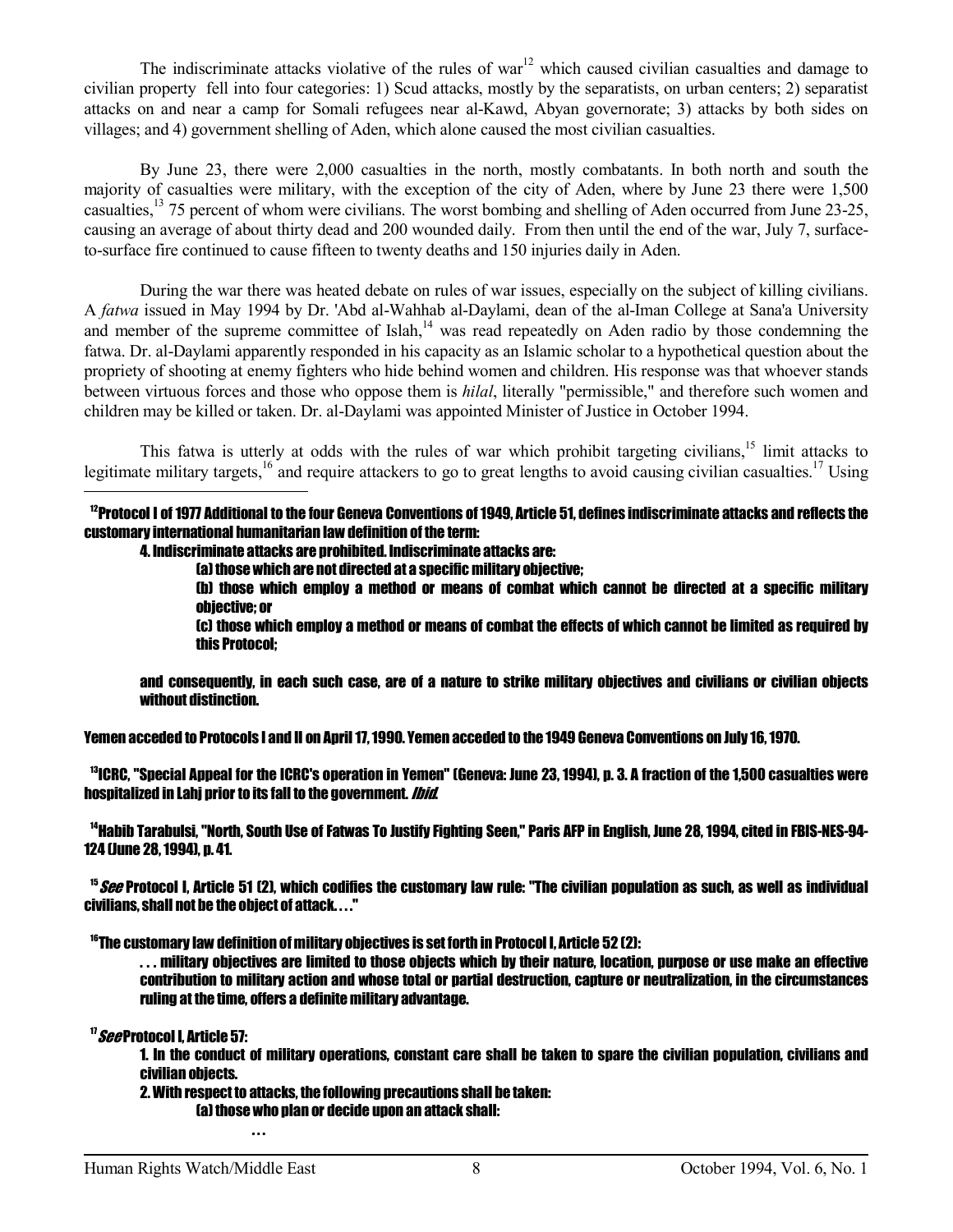The indiscriminate attacks violative of the rules of war[12] which caused civilian casualties and damage to civilian property fell into four categories: 1) Scud attacks, mostly by the separatists, on urban centers; 2) separatist attacks on and near a camp for Somali refugees near al-Kawd, Abyan governorate; 3) attacks by both sides on villages; and 4) government shelling of Aden, which alone caused the most civilian casualties.

By June 23, there were 2,000 casualties in the north, mostly combatants. In both north and south the majority of casualties were military, with the exception of the city of Aden, where by June 23 there were 1,500 casualties,[13] 75 percent of whom were civilians. The worst bombing and shelling of Aden occurred from June 23-25, causing an average of about thirty dead and 200 wounded daily. From then until the end of the war, July 7, surface-to-surface fire continued to cause fifteen to twenty deaths and 150 injuries daily in Aden.

During the war there was heated debate on rules of war issues, especially on the subject of killing civilians. A *fatwa* issued in May 1994 by Dr. 'Abd al-Wahhab al-Daylami, dean of the al-Iman College at Sana'a University and member of the supreme committee of Islah,[14] was read repeatedly on Aden radio by those condemning the fatwa. Dr. al-Daylami apparently responded in his capacity as an Islamic scholar to a hypothetical question about the propriety of shooting at enemy fighters who hide behind women and children. His response was that whoever stands between virtuous forces and those who oppose them is *hilal*, literally "permissible," and therefore such women and children may be killed or taken. Dr. al-Daylami was appointed Minister of Justice in October 1994.

This fatwa is utterly at odds with the rules of war which prohibit targeting civilians,[15] limit attacks to legitimate military targets,[16] and require attackers to go to great lengths to avoid causing civilian casualties.[17] Using

---

[12] Protocol I of 1977 Additional to the four Geneva Conventions of 1949, Article 51, defines indiscriminate attacks and reflects the customary international humanitarian law definition of the term:

> 4. Indiscriminate attacks are prohibited. Indiscriminate attacks are:
>
> (a) those which are not directed at a specific military objective;
>
> (b) those which employ a method or means of combat which cannot be directed at a specific military objective; or
>
> (c) those which employ a method or means of combat the effects of which cannot be limited as required by this Protocol;
>
> and consequently, in each such case, are of a nature to strike military objectives and civilians or civilian objects without distinction.

Yemen acceded to Protocols I and II on April 17, 1990. Yemen acceded to the 1949 Geneva Conventions on July 16, 1970.

[13] ICRC, "Special Appeal for the ICRC's operation in Yemen" (Geneva: June 23, 1994), p. 3. A fraction of the 1,500 casualties were hospitalized in Lahj prior to its fall to the government. *Ibid.*

[14] Habib Tarabulsi, "North, South Use of Fatwas To Justify Fighting Seen," Paris AFP in English, June 28, 1994, cited in FBIS-NES-94-124 (June 28, 1994), p. 41.

[15] *See* Protocol I, Article 51 (2), which codifies the customary law rule: "The civilian population as such, as well as individual civilians, shall not be the object of attack. . . ."

[16] The customary law definition of military objectives is set forth in Protocol I, Article 52 (2):

> . . . military objectives are limited to those objects which by their nature, location, purpose or use make an effective contribution to military action and whose total or partial destruction, capture or neutralization, in the circumstances ruling at the time, offers a definite military advantage.

[17] *See* Protocol I, Article 57:

> 1. In the conduct of military operations, constant care shall be taken to spare the civilian population, civilians and civilian objects.
>
> 2. With respect to attacks, the following precautions shall be taken:
>
> (a) those who plan or decide upon an attack shall:
>
> . . .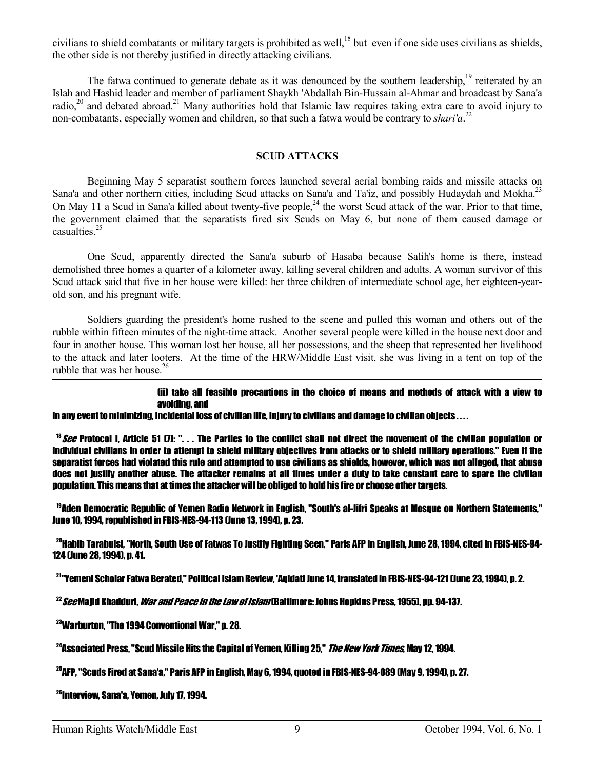civilians to shield combatants or military targets is prohibited as well,[18] but even if one side uses civilians as shields, the other side is not thereby justified in directly attacking civilians.

The fatwa continued to generate debate as it was denounced by the southern leadership,[19] reiterated by an Islah and Hashid leader and member of parliament Shaykh 'Abdallah Bin-Hussain al-Ahmar and broadcast by Sana'a radio,[20] and debated abroad.[21] Many authorities hold that Islamic law requires taking extra care to avoid injury to non-combatants, especially women and children, so that such a fatwa would be contrary to *shari'a*.[22]

## SCUD ATTACKS

Beginning May 5 separatist southern forces launched several aerial bombing raids and missile attacks on Sana'a and other northern cities, including Scud attacks on Sana'a and Ta'iz, and possibly Hudaydah and Mokha.[23] On May 11 a Scud in Sana'a killed about twenty-five people,[24] the worst Scud attack of the war. Prior to that time, the government claimed that the separatists fired six Scuds on May 6, but none of them caused damage or casualties.[25]

One Scud, apparently directed the Sana'a suburb of Hasaba because Salih's home is there, instead demolished three homes a quarter of a kilometer away, killing several children and adults. A woman survivor of this Scud attack said that five in her house were killed: her three children of intermediate school age, her eighteen-year-old son, and his pregnant wife.

Soldiers guarding the president's home rushed to the scene and pulled this woman and others out of the rubble within fifteen minutes of the night-time attack. Another several people were killed in the house next door and four in another house. This woman lost her house, all her possessions, and the sheep that represented her livelihood to the attack and later looters. At the time of the HRW/Middle East visit, she was living in a tent on top of the rubble that was her house.[26]

---

(ii) take all feasible precautions in the choice of means and methods of attack with a view to avoiding, and in any event to minimizing, incidental loss of civilian life, injury to civilians and damage to civilian objects . . . .

[18] *See* Protocol I, Article 51 (7): ". . . The Parties to the conflict shall not direct the movement of the civilian population or individual civilians in order to attempt to shield military objectives from attacks or to shield military operations." Even if the separatist forces had violated this rule and attempted to use civilians as shields, however, which was not alleged, that abuse does not justify another abuse. The attacker remains at all times under a duty to take constant care to spare the civilian population. This means that at times the attacker will be obliged to hold his fire or choose other targets.

[19] Aden Democratic Republic of Yemen Radio Network in English, "South's al-Jifri Speaks at Mosque on Northern Statements," June 10, 1994, republished in FBIS-NES-94-113 (June 13, 1994), p. 23.

[20] Habib Tarabulsi, "North, South Use of Fatwas To Justify Fighting Seen," Paris AFP in English, June 28, 1994, cited in FBIS-NES-94-124 (June 28, 1994), p. 41.

[21] "Yemeni Scholar Fatwa Berated," Political Islam Review, 'Aqidati June 14, translated in FBIS-NES-94-121 (June 23, 1994), p. 2.

[22] *See* Majid Khadduri, *War and Peace in the Law of Islam* (Baltimore: Johns Hopkins Press, 1955), pp. 94-137.

[23] Warburton, "The 1994 Conventional War," p. 28.

[24] Associated Press, "Scud Missile Hits the Capital of Yemen, Killing 25," *The New York Times*, May 12, 1994.

[25] AFP, "Scuds Fired at Sana'a," Paris AFP in English, May 6, 1994, quoted in FBIS-NES-94-089 (May 9, 1994), p. 27.

[26] Interview, Sana'a, Yemen, July 17, 1994.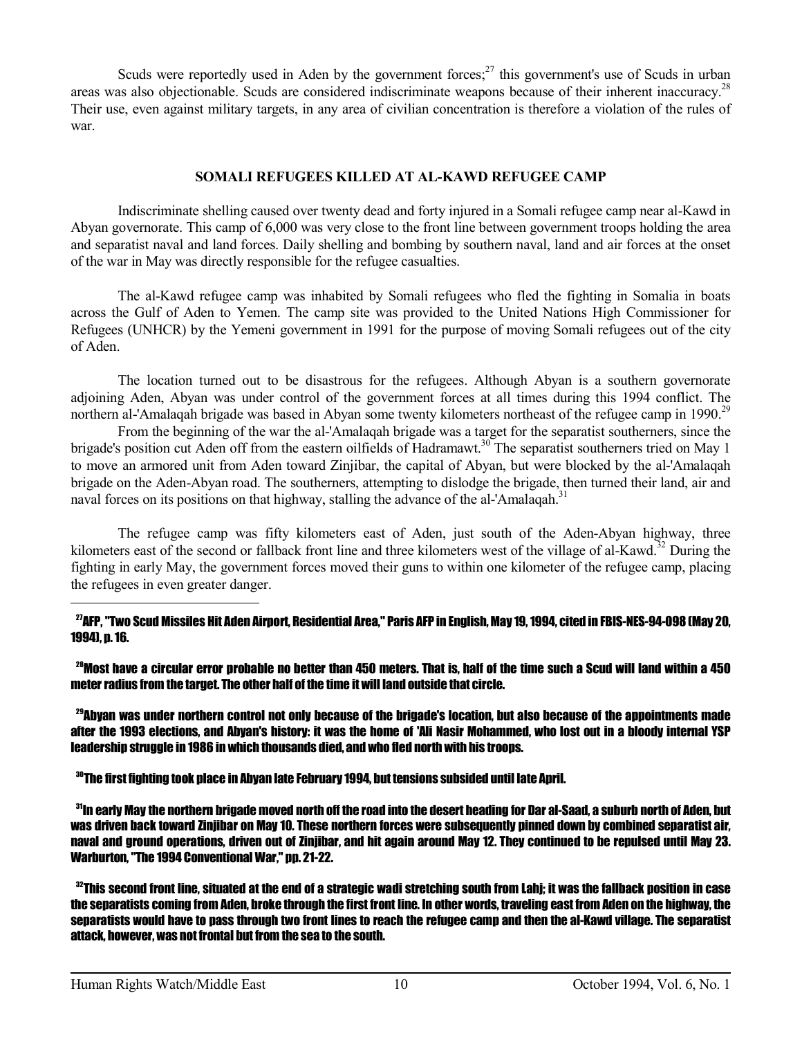Scuds were reportedly used in Aden by the government forces;[27] this government's use of Scuds in urban areas was also objectionable. Scuds are considered indiscriminate weapons because of their inherent inaccuracy.[28] Their use, even against military targets, in any area of civilian concentration is therefore a violation of the rules of war.

## SOMALI REFUGEES KILLED AT AL-KAWD REFUGEE CAMP

Indiscriminate shelling caused over twenty dead and forty injured in a Somali refugee camp near al-Kawd in Abyan governorate. This camp of 6,000 was very close to the front line between government troops holding the area and separatist naval and land forces. Daily shelling and bombing by southern naval, land and air forces at the onset of the war in May was directly responsible for the refugee casualties.

The al-Kawd refugee camp was inhabited by Somali refugees who fled the fighting in Somalia in boats across the Gulf of Aden to Yemen. The camp site was provided to the United Nations High Commissioner for Refugees (UNHCR) by the Yemeni government in 1991 for the purpose of moving Somali refugees out of the city of Aden.

The location turned out to be disastrous for the refugees. Although Abyan is a southern governorate adjoining Aden, Abyan was under control of the government forces at all times during this 1994 conflict. The northern al-'Amalaqah brigade was based in Abyan some twenty kilometers northeast of the refugee camp in 1990.[29]

From the beginning of the war the al-'Amalaqah brigade was a target for the separatist southerners, since the brigade's position cut Aden off from the eastern oilfields of Hadramawt.[30] The separatist southerners tried on May 1 to move an armored unit from Aden toward Zinjibar, the capital of Abyan, but were blocked by the al-'Amalaqah brigade on the Aden-Abyan road. The southerners, attempting to dislodge the brigade, then turned their land, air and naval forces on its positions on that highway, stalling the advance of the al-'Amalaqah.[31]

The refugee camp was fifty kilometers east of Aden, just south of the Aden-Abyan highway, three kilometers east of the second or fallback front line and three kilometers west of the village of al-Kawd.[32] During the fighting in early May, the government forces moved their guns to within one kilometer of the refugee camp, placing the refugees in even greater danger.

---

[27] AFP, "Two Scud Missiles Hit Aden Airport, Residential Area," Paris AFP in English, May 19, 1994, cited in FBIS-NES-94-098 (May 20, 1994), p. 16.

[28] Most have a circular error probable no better than 450 meters. That is, half of the time such a Scud will land within a 450 meter radius from the target. The other half of the time it will land outside that circle.

[29] Abyan was under northern control not only because of the brigade's location, but also because of the appointments made after the 1993 elections, and Abyan's history: it was the home of 'Ali Nasir Mohammed, who lost out in a bloody internal YSP leadership struggle in 1986 in which thousands died, and who fled north with his troops.

[30] The first fighting took place in Abyan late February 1994, but tensions subsided until late April.

[31] In early May the northern brigade moved north off the road into the desert heading for Dar al-Saad, a suburb north of Aden, but was driven back toward Zinjibar on May 10. These northern forces were subsequently pinned down by combined separatist air, naval and ground operations, driven out of Zinjibar, and hit again around May 12. They continued to be repulsed until May 23. Warburton, "The 1994 Conventional War," pp. 21-22.

[32] This second front line, situated at the end of a strategic wadi stretching south from Lahj; it was the fallback position in case the separatists coming from Aden, broke through the first front line. In other words, traveling east from Aden on the highway, the separatists would have to pass through two front lines to reach the refugee camp and then the al-Kawd village. The separatist attack, however, was not frontal but from the sea to the south.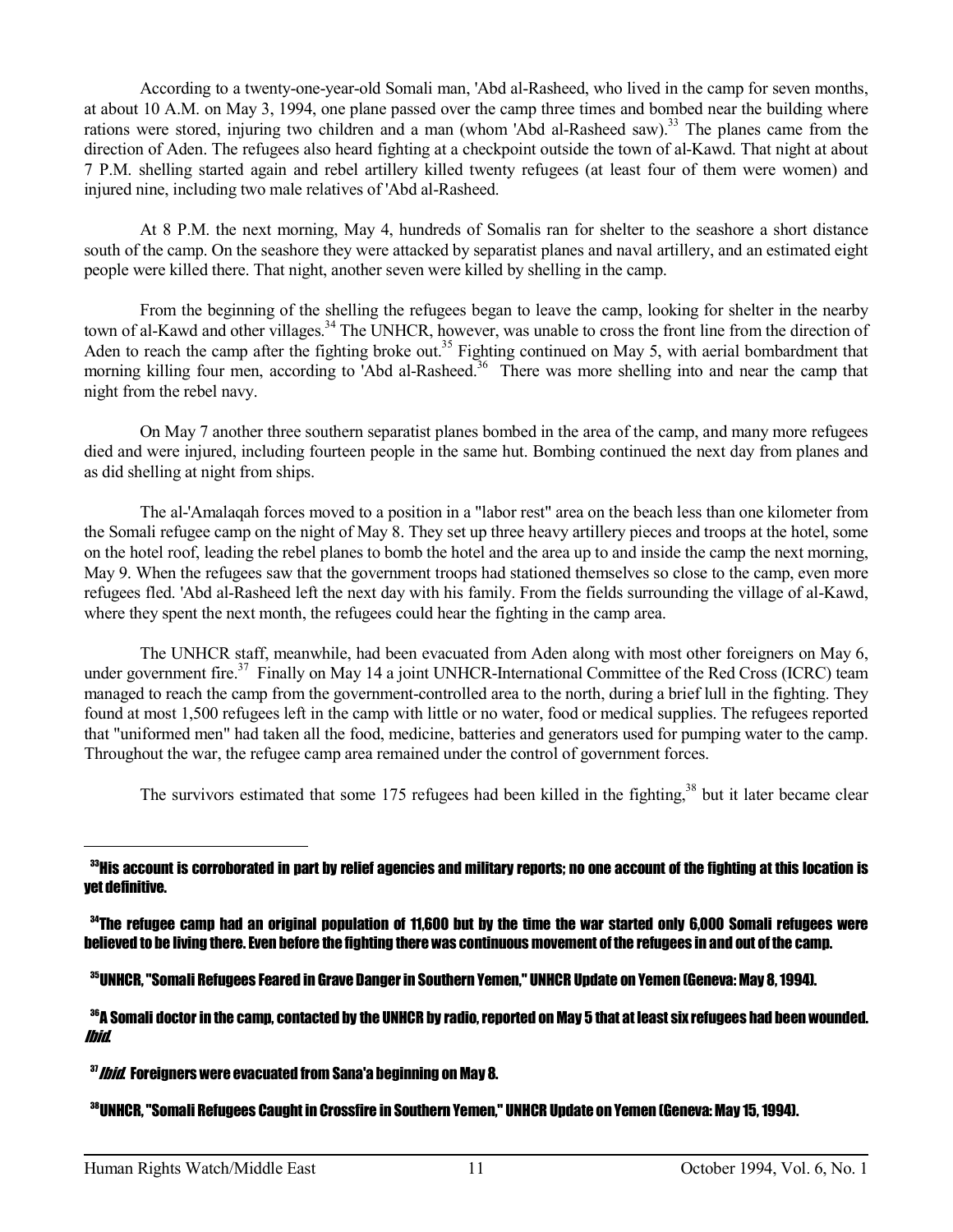According to a twenty-one-year-old Somali man, 'Abd al-Rasheed, who lived in the camp for seven months, at about 10 A.M. on May 3, 1994, one plane passed over the camp three times and bombed near the building where rations were stored, injuring two children and a man (whom 'Abd al-Rasheed saw).[33] The planes came from the direction of Aden. The refugees also heard fighting at a checkpoint outside the town of al-Kawd. That night at about 7 P.M. shelling started again and rebel artillery killed twenty refugees (at least four of them were women) and injured nine, including two male relatives of 'Abd al-Rasheed.

At 8 P.M. the next morning, May 4, hundreds of Somalis ran for shelter to the seashore a short distance south of the camp. On the seashore they were attacked by separatist planes and naval artillery, and an estimated eight people were killed there. That night, another seven were killed by shelling in the camp.

From the beginning of the shelling the refugees began to leave the camp, looking for shelter in the nearby town of al-Kawd and other villages.[34] The UNHCR, however, was unable to cross the front line from the direction of Aden to reach the camp after the fighting broke out.[35] Fighting continued on May 5, with aerial bombardment that morning killing four men, according to 'Abd al-Rasheed.[36] There was more shelling into and near the camp that night from the rebel navy.

On May 7 another three southern separatist planes bombed in the area of the camp, and many more refugees died and were injured, including fourteen people in the same hut. Bombing continued the next day from planes and as did shelling at night from ships.

The al-'Amalaqah forces moved to a position in a "labor rest" area on the beach less than one kilometer from the Somali refugee camp on the night of May 8. They set up three heavy artillery pieces and troops at the hotel, some on the hotel roof, leading the rebel planes to bomb the hotel and the area up to and inside the camp the next morning, May 9. When the refugees saw that the government troops had stationed themselves so close to the camp, even more refugees fled. 'Abd al-Rasheed left the next day with his family. From the fields surrounding the village of al-Kawd, where they spent the next month, the refugees could hear the fighting in the camp area.

The UNHCR staff, meanwhile, had been evacuated from Aden along with most other foreigners on May 6, under government fire.[37] Finally on May 14 a joint UNHCR-International Committee of the Red Cross (ICRC) team managed to reach the camp from the government-controlled area to the north, during a brief lull in the fighting. They found at most 1,500 refugees left in the camp with little or no water, food or medical supplies. The refugees reported that "uniformed men" had taken all the food, medicine, batteries and generators used for pumping water to the camp. Throughout the war, the refugee camp area remained under the control of government forces.

The survivors estimated that some 175 refugees had been killed in the fighting,[38] but it later became clear

---

[33] His account is corroborated in part by relief agencies and military reports; no one account of the fighting at this location is yet definitive.

[34] The refugee camp had an original population of 11,600 but by the time the war started only 6,000 Somali refugees were believed to be living there. Even before the fighting there was continuous movement of the refugees in and out of the camp.

[35] UNHCR, "Somali Refugees Feared in Grave Danger in Southern Yemen," UNHCR Update on Yemen (Geneva: May 8, 1994).

[36] A Somali doctor in the camp, contacted by the UNHCR by radio, reported on May 5 that at least six refugees had been wounded. *Ibid.*

[37] *Ibid.* Foreigners were evacuated from Sana'a beginning on May 8.

[38] UNHCR, "Somali Refugees Caught in Crossfire in Southern Yemen," UNHCR Update on Yemen (Geneva: May 15, 1994).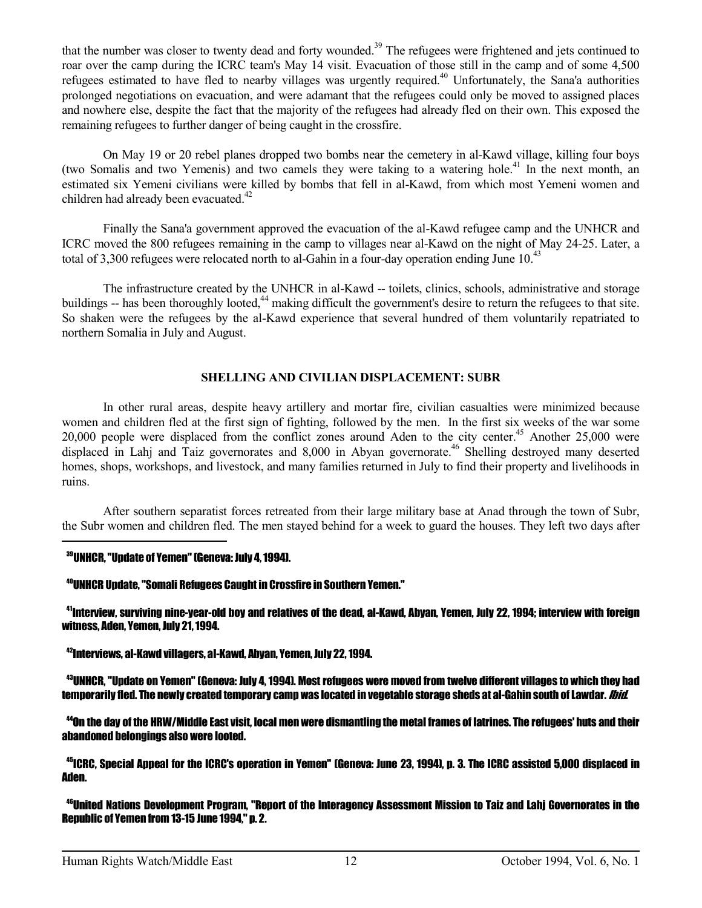that the number was closer to twenty dead and forty wounded.[39] The refugees were frightened and jets continued to roar over the camp during the ICRC team's May 14 visit. Evacuation of those still in the camp and of some 4,500 refugees estimated to have fled to nearby villages was urgently required.[40] Unfortunately, the Sana'a authorities prolonged negotiations on evacuation, and were adamant that the refugees could only be moved to assigned places and nowhere else, despite the fact that the majority of the refugees had already fled on their own. This exposed the remaining refugees to further danger of being caught in the crossfire.

On May 19 or 20 rebel planes dropped two bombs near the cemetery in al-Kawd village, killing four boys (two Somalis and two Yemenis) and two camels they were taking to a watering hole.[41] In the next month, an estimated six Yemeni civilians were killed by bombs that fell in al-Kawd, from which most Yemeni women and children had already been evacuated.[42]

Finally the Sana'a government approved the evacuation of the al-Kawd refugee camp and the UNHCR and ICRC moved the 800 refugees remaining in the camp to villages near al-Kawd on the night of May 24-25. Later, a total of 3,300 refugees were relocated north to al-Gahin in a four-day operation ending June 10.[43]

The infrastructure created by the UNHCR in al-Kawd -- toilets, clinics, schools, administrative and storage buildings -- has been thoroughly looted,[44] making difficult the government's desire to return the refugees to that site. So shaken were the refugees by the al-Kawd experience that several hundred of them voluntarily repatriated to northern Somalia in July and August.

## SHELLING AND CIVILIAN DISPLACEMENT: SUBR

In other rural areas, despite heavy artillery and mortar fire, civilian casualties were minimized because women and children fled at the first sign of fighting, followed by the men. In the first six weeks of the war some 20,000 people were displaced from the conflict zones around Aden to the city center.[45] Another 25,000 were displaced in Lahj and Taiz governorates and 8,000 in Abyan governorate.[46] Shelling destroyed many deserted homes, shops, workshops, and livestock, and many families returned in July to find their property and livelihoods in ruins.

After southern separatist forces retreated from their large military base at Anad through the town of Subr, the Subr women and children fled. The men stayed behind for a week to guard the houses. They left two days after

---

[39] UNHCR, "Update of Yemen" (Geneva: July 4, 1994).

[40] UNHCR Update, "Somali Refugees Caught in Crossfire in Southern Yemen."

[41] Interview, surviving nine-year-old boy and relatives of the dead, al-Kawd, Abyan, Yemen, July 22, 1994; interview with foreign witness, Aden, Yemen, July 21, 1994.

[42] Interviews, al-Kawd villagers, al-Kawd, Abyan, Yemen, July 22, 1994.

[43] UNHCR, "Update on Yemen" (Geneva: July 4, 1994). Most refugees were moved from twelve different villages to which they had temporarily fled. The newly created temporary camp was located in vegetable storage sheds at al-Gahin south of Lawdar. *Ibid.*

[44] On the day of the HRW/Middle East visit, local men were dismantling the metal frames of latrines. The refugees' huts and their abandoned belongings also were looted.

[45] ICRC, Special Appeal for the ICRC's operation in Yemen" (Geneva: June 23, 1994), p. 3. The ICRC assisted 5,000 displaced in Aden.

[46] United Nations Development Program, "Report of the Interagency Assessment Mission to Taiz and Lahj Governorates in the Republic of Yemen from 13-15 June 1994," p. 2.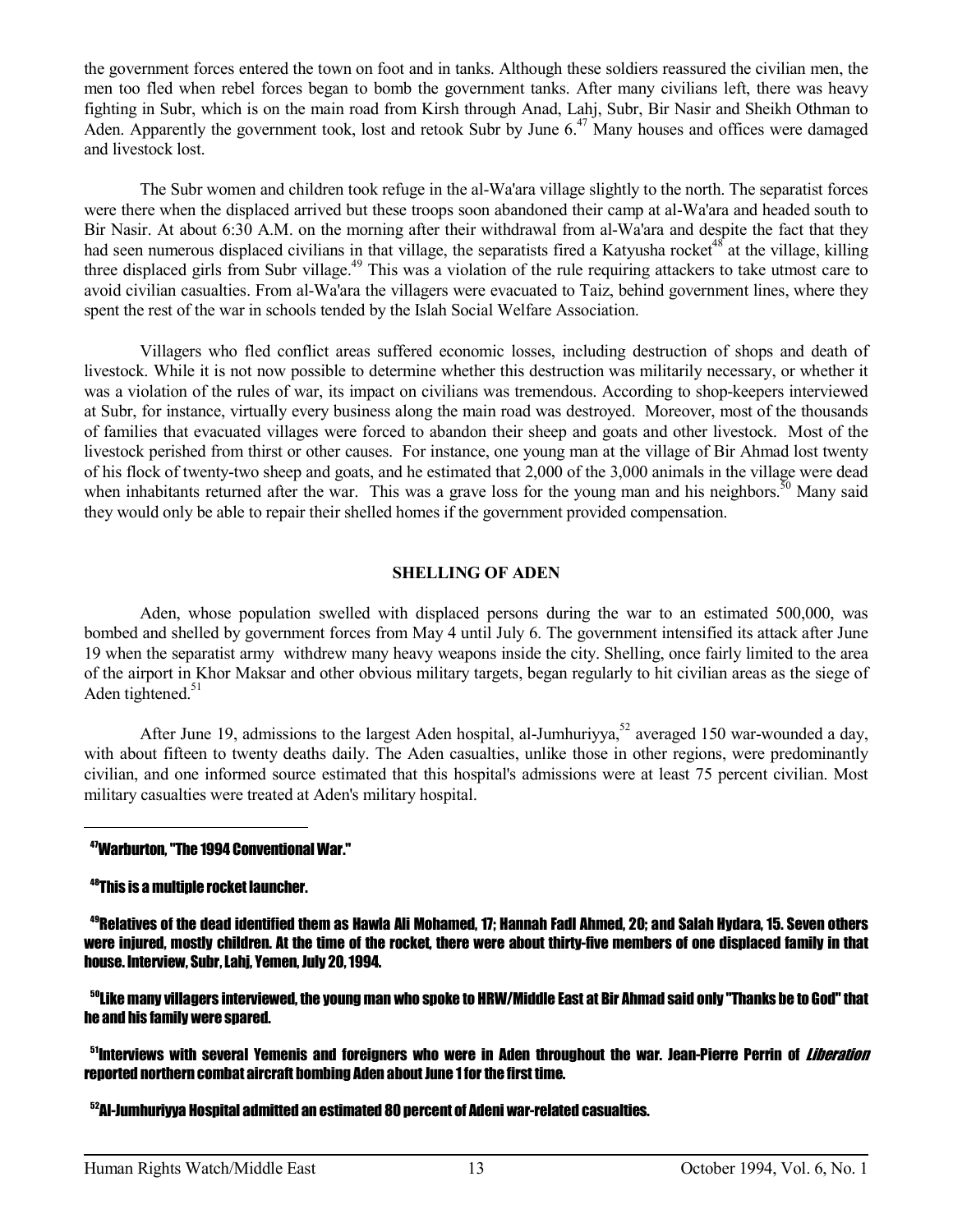the government forces entered the town on foot and in tanks. Although these soldiers reassured the civilian men, the men too fled when rebel forces began to bomb the government tanks. After many civilians left, there was heavy fighting in Subr, which is on the main road from Kirsh through Anad, Lahj, Subr, Bir Nasir and Sheikh Othman to Aden. Apparently the government took, lost and retook Subr by June 6.[47] Many houses and offices were damaged and livestock lost.

The Subr women and children took refuge in the al-Wa'ara village slightly to the north. The separatist forces were there when the displaced arrived but these troops soon abandoned their camp at al-Wa'ara and headed south to Bir Nasir. At about 6:30 A.M. on the morning after their withdrawal from al-Wa'ara and despite the fact that they had seen numerous displaced civilians in that village, the separatists fired a Katyusha rocket[48] at the village, killing three displaced girls from Subr village.[49] This was a violation of the rule requiring attackers to take utmost care to avoid civilian casualties. From al-Wa'ara the villagers were evacuated to Taiz, behind government lines, where they spent the rest of the war in schools tended by the Islah Social Welfare Association.

Villagers who fled conflict areas suffered economic losses, including destruction of shops and death of livestock. While it is not now possible to determine whether this destruction was militarily necessary, or whether it was a violation of the rules of war, its impact on civilians was tremendous. According to shop-keepers interviewed at Subr, for instance, virtually every business along the main road was destroyed. Moreover, most of the thousands of families that evacuated villages were forced to abandon their sheep and goats and other livestock. Most of the livestock perished from thirst or other causes. For instance, one young man at the village of Bir Ahmad lost twenty of his flock of twenty-two sheep and goats, and he estimated that 2,000 of the 3,000 animals in the village were dead when inhabitants returned after the war. This was a grave loss for the young man and his neighbors.[50] Many said they would only be able to repair their shelled homes if the government provided compensation.

## SHELLING OF ADEN

Aden, whose population swelled with displaced persons during the war to an estimated 500,000, was bombed and shelled by government forces from May 4 until July 6. The government intensified its attack after June 19 when the separatist army withdrew many heavy weapons inside the city. Shelling, once fairly limited to the area of the airport in Khor Maksar and other obvious military targets, began regularly to hit civilian areas as the siege of Aden tightened.[51]

After June 19, admissions to the largest Aden hospital, al-Jumhuriyya,[52] averaged 150 war-wounded a day, with about fifteen to twenty deaths daily. The Aden casualties, unlike those in other regions, were predominantly civilian, and one informed source estimated that this hospital's admissions were at least 75 percent civilian. Most military casualties were treated at Aden's military hospital.

---

[47] Warburton, "The 1994 Conventional War."

[48] This is a multiple rocket launcher.

[49] Relatives of the dead identified them as Hawla Ali Mohamed, 17; Hannah Fadl Ahmed, 20; and Salah Hydara, 15. Seven others were injured, mostly children. At the time of the rocket, there were about thirty-five members of one displaced family in that house. Interview, Subr, Lahj, Yemen, July 20, 1994.

[50] Like many villagers interviewed, the young man who spoke to HRW/Middle East at Bir Ahmad said only "Thanks be to God" that he and his family were spared.

[51] Interviews with several Yemenis and foreigners who were in Aden throughout the war. Jean-Pierre Perrin of *Liberation* reported northern combat aircraft bombing Aden about June 1 for the first time.

[52] Al-Jumhuriyya Hospital admitted an estimated 80 percent of Adeni war-related casualties.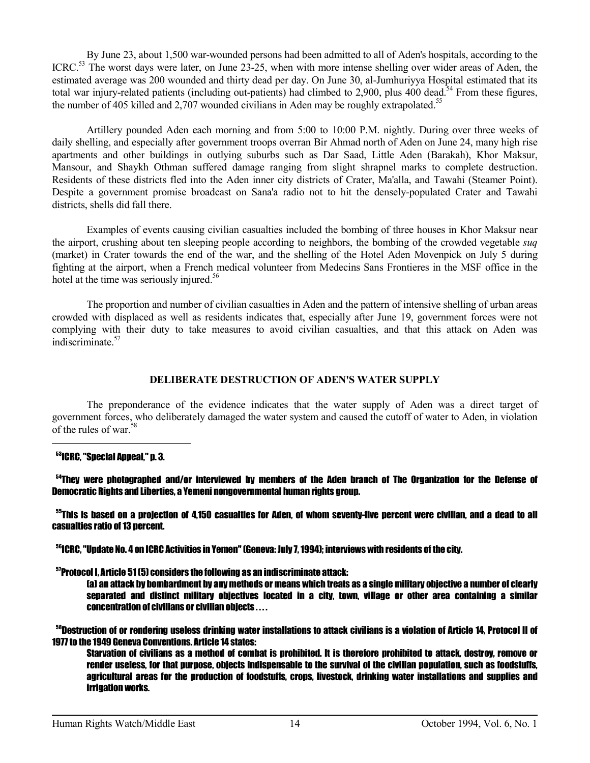By June 23, about 1,500 war-wounded persons had been admitted to all of Aden's hospitals, according to the ICRC.[53] The worst days were later, on June 23-25, when with more intense shelling over wider areas of Aden, the estimated average was 200 wounded and thirty dead per day. On June 30, al-Jumhuriyya Hospital estimated that its total war injury-related patients (including out-patients) had climbed to 2,900, plus 400 dead.[54] From these figures, the number of 405 killed and 2,707 wounded civilians in Aden may be roughly extrapolated.[55]

Artillery pounded Aden each morning and from 5:00 to 10:00 P.M. nightly. During over three weeks of daily shelling, and especially after government troops overran Bir Ahmad north of Aden on June 24, many high rise apartments and other buildings in outlying suburbs such as Dar Saad, Little Aden (Barakah), Khor Maksur, Mansour, and Shaykh Othman suffered damage ranging from slight shrapnel marks to complete destruction. Residents of these districts fled into the Aden inner city districts of Crater, Ma'alla, and Tawahi (Steamer Point). Despite a government promise broadcast on Sana'a radio not to hit the densely-populated Crater and Tawahi districts, shells did fall there.

Examples of events causing civilian casualties included the bombing of three houses in Khor Maksur near the airport, crushing about ten sleeping people according to neighbors, the bombing of the crowded vegetable *suq* (market) in Crater towards the end of the war, and the shelling of the Hotel Aden Movenpick on July 5 during fighting at the airport, when a French medical volunteer from Medecins Sans Frontieres in the MSF office in the hotel at the time was seriously injured.[56]

The proportion and number of civilian casualties in Aden and the pattern of intensive shelling of urban areas crowded with displaced as well as residents indicates that, especially after June 19, government forces were not complying with their duty to take measures to avoid civilian casualties, and that this attack on Aden was indiscriminate.[57]

## DELIBERATE DESTRUCTION OF ADEN'S WATER SUPPLY

The preponderance of the evidence indicates that the water supply of Aden was a direct target of government forces, who deliberately damaged the water system and caused the cutoff of water to Aden, in violation of the rules of war.[58]

---

[53] ICRC, "Special Appeal," p. 3.

[54] They were photographed and/or interviewed by members of the Aden branch of The Organization for the Defense of Democratic Rights and Liberties, a Yemeni nongovernmental human rights group.

[55] This is based on a projection of 4,150 casualties for Aden, of whom seventy-five percent were civilian, and a dead to all casualties ratio of 13 percent.

[56] ICRC, "Update No. 4 on ICRC Activities in Yemen" (Geneva: July 7, 1994); interviews with residents of the city.

[57] Protocol I, Article 51 (5) considers the following as an indiscriminate attack:

> (a) an attack by bombardment by any methods or means which treats as a single military objective a number of clearly separated and distinct military objectives located in a city, town, village or other area containing a similar concentration of civilians or civilian objects . . . .

[58] Destruction of or rendering useless drinking water installations to attack civilians is a violation of Article 14, Protocol II of 1977 to the 1949 Geneva Conventions. Article 14 states:

> Starvation of civilians as a method of combat is prohibited. It is therefore prohibited to attack, destroy, remove or render useless, for that purpose, objects indispensable to the survival of the civilian population, such as foodstuffs, agricultural areas for the production of foodstuffs, crops, livestock, drinking water installations and supplies and irrigation works.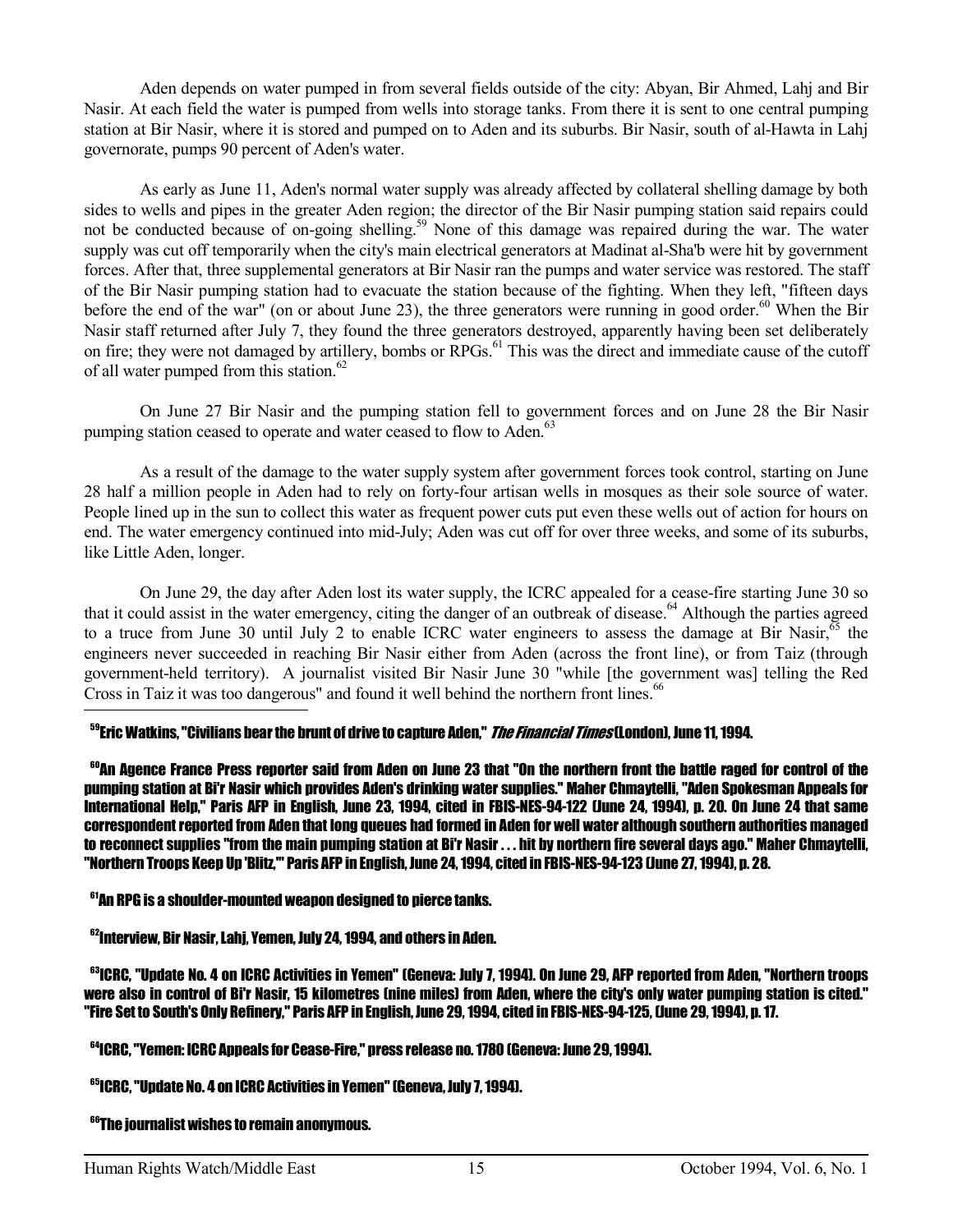Aden depends on water pumped in from several fields outside of the city: Abyan, Bir Ahmed, Lahj and Bir Nasir. At each field the water is pumped from wells into storage tanks. From there it is sent to one central pumping station at Bir Nasir, where it is stored and pumped on to Aden and its suburbs. Bir Nasir, south of al-Hawta in Lahj governorate, pumps 90 percent of Aden's water.

As early as June 11, Aden's normal water supply was already affected by collateral shelling damage by both sides to wells and pipes in the greater Aden region; the director of the Bir Nasir pumping station said repairs could not be conducted because of on-going shelling.[59] None of this damage was repaired during the war. The water supply was cut off temporarily when the city's main electrical generators at Madinat al-Sha'b were hit by government forces. After that, three supplemental generators at Bir Nasir ran the pumps and water service was restored. The staff of the Bir Nasir pumping station had to evacuate the station because of the fighting. When they left, "fifteen days before the end of the war" (on or about June 23), the three generators were running in good order.[60] When the Bir Nasir staff returned after July 7, they found the three generators destroyed, apparently having been set deliberately on fire; they were not damaged by artillery, bombs or RPGs.[61] This was the direct and immediate cause of the cutoff of all water pumped from this station.[62]

On June 27 Bir Nasir and the pumping station fell to government forces and on June 28 the Bir Nasir pumping station ceased to operate and water ceased to flow to Aden.[63]

As a result of the damage to the water supply system after government forces took control, starting on June 28 half a million people in Aden had to rely on forty-four artisan wells in mosques as their sole source of water. People lined up in the sun to collect this water as frequent power cuts put even these wells out of action for hours on end. The water emergency continued into mid-July; Aden was cut off for over three weeks, and some of its suburbs, like Little Aden, longer.

On June 29, the day after Aden lost its water supply, the ICRC appealed for a cease-fire starting June 30 so that it could assist in the water emergency, citing the danger of an outbreak of disease.[64] Although the parties agreed to a truce from June 30 until July 2 to enable ICRC water engineers to assess the damage at Bir Nasir,[65] the engineers never succeeded in reaching Bir Nasir either from Aden (across the front line), or from Taiz (through government-held territory). A journalist visited Bir Nasir June 30 "while [the government was] telling the Red Cross in Taiz it was too dangerous" and found it well behind the northern front lines.[66]

---

[59] Eric Watkins, "Civilians bear the brunt of drive to capture Aden," *The Financial Times* (London), June 11, 1994.

[60] An Agence France Press reporter said from Aden on June 23 that "On the northern front the battle raged for control of the pumping station at Bi'r Nasir which provides Aden's drinking water supplies." Maher Chmaytelli, "Aden Spokesman Appeals for International Help," Paris AFP in English, June 23, 1994, cited in FBIS-NES-94-122 (June 24, 1994), p. 20. On June 24 that same correspondent reported from Aden that long queues had formed in Aden for well water although southern authorities managed to reconnect supplies "from the main pumping station at Bi'r Nasir . . . hit by northern fire several days ago." Maher Chmaytelli, "Northern Troops Keep Up 'Blitz,'" Paris AFP in English, June 24, 1994, cited in FBIS-NES-94-123 (June 27, 1994), p. 28.

[61] An RPG is a shoulder-mounted weapon designed to pierce tanks.

[62] Interview, Bir Nasir, Lahj, Yemen, July 24, 1994, and others in Aden.

[63] ICRC, "Update No. 4 on ICRC Activities in Yemen" (Geneva: July 7, 1994). On June 29, AFP reported from Aden, "Northern troops were also in control of Bi'r Nasir, 15 kilometres (nine miles) from Aden, where the city's only water pumping station is cited." "Fire Set to South's Only Refinery," Paris AFP in English, June 29, 1994, cited in FBIS-NES-94-125, (June 29, 1994), p. 17.

[64] ICRC, "Yemen: ICRC Appeals for Cease-Fire," press release no. 1780 (Geneva: June 29, 1994).

[65] ICRC, "Update No. 4 on ICRC Activities in Yemen" (Geneva, July 7, 1994).

[66] The journalist wishes to remain anonymous.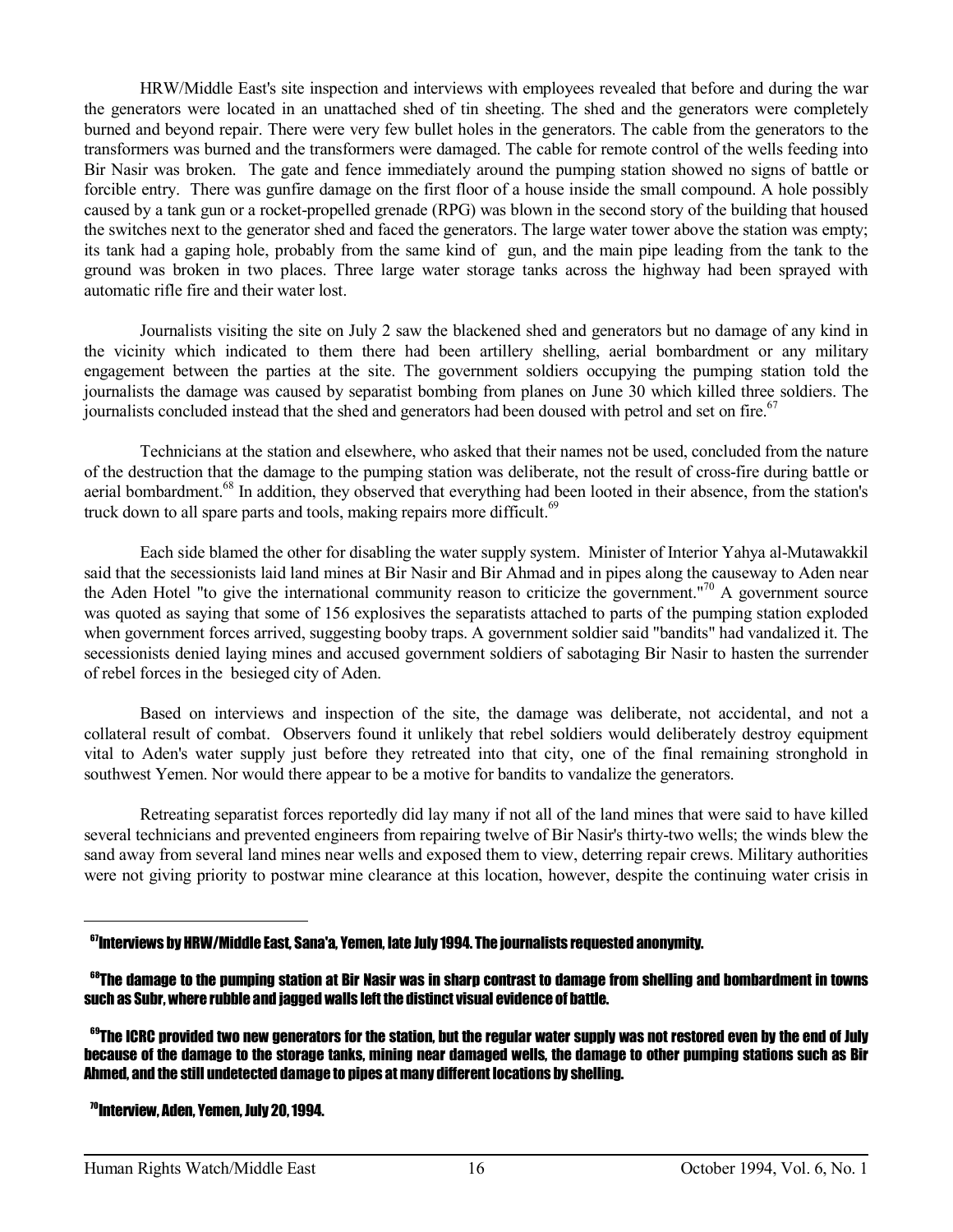HRW/Middle East's site inspection and interviews with employees revealed that before and during the war the generators were located in an unattached shed of tin sheeting. The shed and the generators were completely burned and beyond repair. There were very few bullet holes in the generators. The cable from the generators to the transformers was burned and the transformers were damaged. The cable for remote control of the wells feeding into Bir Nasir was broken. The gate and fence immediately around the pumping station showed no signs of battle or forcible entry. There was gunfire damage on the first floor of a house inside the small compound. A hole possibly caused by a tank gun or a rocket-propelled grenade (RPG) was blown in the second story of the building that housed the switches next to the generator shed and faced the generators. The large water tower above the station was empty; its tank had a gaping hole, probably from the same kind of gun, and the main pipe leading from the tank to the ground was broken in two places. Three large water storage tanks across the highway had been sprayed with automatic rifle fire and their water lost.

Journalists visiting the site on July 2 saw the blackened shed and generators but no damage of any kind in the vicinity which indicated to them there had been artillery shelling, aerial bombardment or any military engagement between the parties at the site. The government soldiers occupying the pumping station told the journalists the damage was caused by separatist bombing from planes on June 30 which killed three soldiers. The journalists concluded instead that the shed and generators had been doused with petrol and set on fire.[67]

Technicians at the station and elsewhere, who asked that their names not be used, concluded from the nature of the destruction that the damage to the pumping station was deliberate, not the result of cross-fire during battle or aerial bombardment.[68] In addition, they observed that everything had been looted in their absence, from the station's truck down to all spare parts and tools, making repairs more difficult.[69]

Each side blamed the other for disabling the water supply system. Minister of Interior Yahya al-Mutawakkil said that the secessionists laid land mines at Bir Nasir and Bir Ahmad and in pipes along the causeway to Aden near the Aden Hotel "to give the international community reason to criticize the government."[70] A government source was quoted as saying that some of 156 explosives the separatists attached to parts of the pumping station exploded when government forces arrived, suggesting booby traps. A government soldier said "bandits" had vandalized it. The secessionists denied laying mines and accused government soldiers of sabotaging Bir Nasir to hasten the surrender of rebel forces in the besieged city of Aden.

Based on interviews and inspection of the site, the damage was deliberate, not accidental, and not a collateral result of combat. Observers found it unlikely that rebel soldiers would deliberately destroy equipment vital to Aden's water supply just before they retreated into that city, one of the final remaining stronghold in southwest Yemen. Nor would there appear to be a motive for bandits to vandalize the generators.

Retreating separatist forces reportedly did lay many if not all of the land mines that were said to have killed several technicians and prevented engineers from repairing twelve of Bir Nasir's thirty-two wells; the winds blew the sand away from several land mines near wells and exposed them to view, deterring repair crews. Military authorities were not giving priority to postwar mine clearance at this location, however, despite the continuing water crisis in

---

[67] Interviews by HRW/Middle East, Sana'a, Yemen, late July 1994. The journalists requested anonymity.

[68] The damage to the pumping station at Bir Nasir was in sharp contrast to damage from shelling and bombardment in towns such as Subr, where rubble and jagged walls left the distinct visual evidence of battle.

[69] The ICRC provided two new generators for the station, but the regular water supply was not restored even by the end of July because of the damage to the storage tanks, mining near damaged wells, the damage to other pumping stations such as Bir Ahmed, and the still undetected damage to pipes at many different locations by shelling.

[70] Interview, Aden, Yemen, July 20, 1994.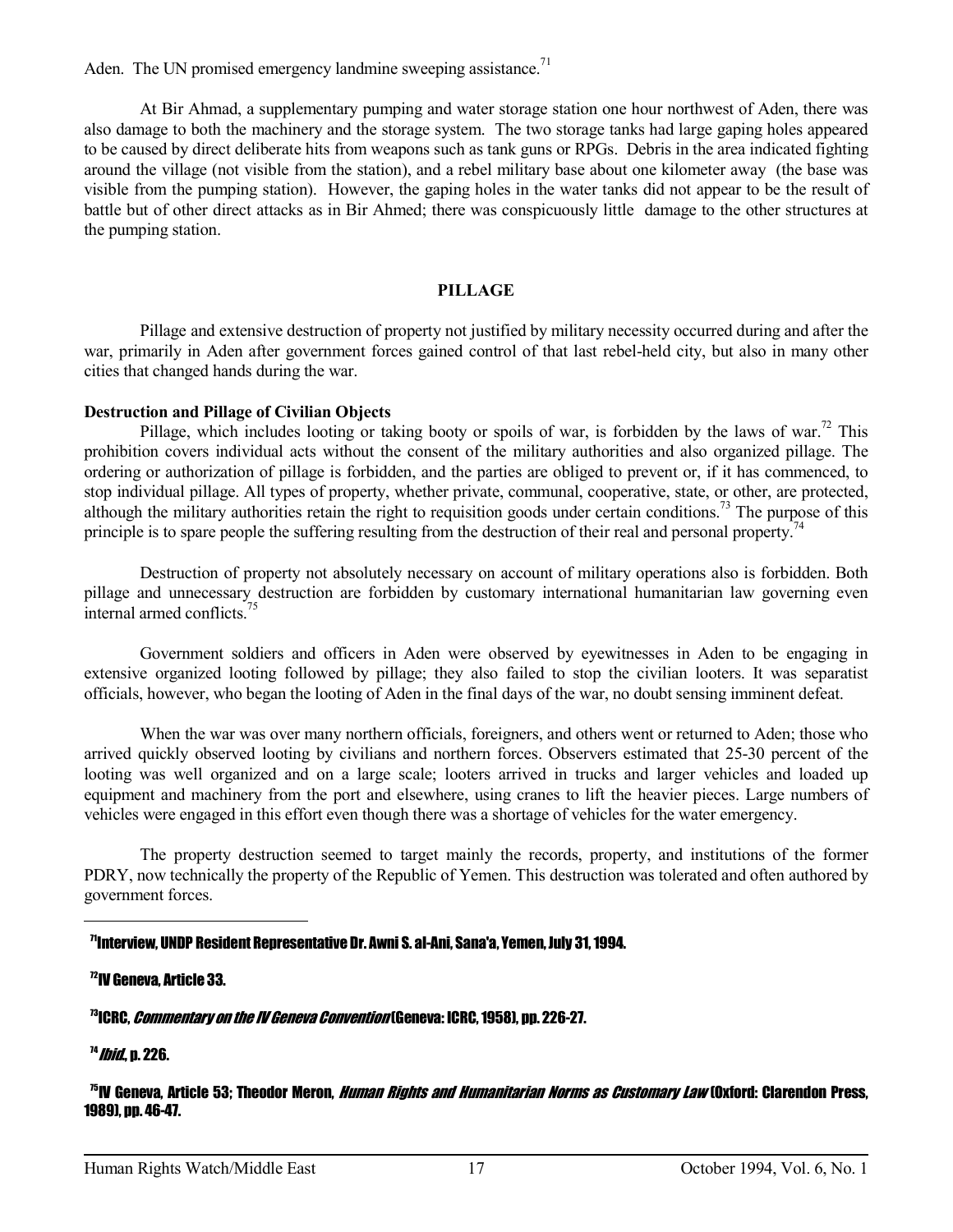Aden. The UN promised emergency landmine sweeping assistance.[71]

At Bir Ahmad, a supplementary pumping and water storage station one hour northwest of Aden, there was also damage to both the machinery and the storage system. The two storage tanks had large gaping holes appeared to be caused by direct deliberate hits from weapons such as tank guns or RPGs. Debris in the area indicated fighting around the village (not visible from the station), and a rebel military base about one kilometer away (the base was visible from the pumping station). However, the gaping holes in the water tanks did not appear to be the result of battle but of other direct attacks as in Bir Ahmed; there was conspicuously little damage to the other structures at the pumping station.

## PILLAGE

Pillage and extensive destruction of property not justified by military necessity occurred during and after the war, primarily in Aden after government forces gained control of that last rebel-held city, but also in many other cities that changed hands during the war.

### Destruction and Pillage of Civilian Objects

Pillage, which includes looting or taking booty or spoils of war, is forbidden by the laws of war.[72] This prohibition covers individual acts without the consent of the military authorities and also organized pillage. The ordering or authorization of pillage is forbidden, and the parties are obliged to prevent or, if it has commenced, to stop individual pillage. All types of property, whether private, communal, cooperative, state, or other, are protected, although the military authorities retain the right to requisition goods under certain conditions.[73] The purpose of this principle is to spare people the suffering resulting from the destruction of their real and personal property.[74]

Destruction of property not absolutely necessary on account of military operations also is forbidden. Both pillage and unnecessary destruction are forbidden by customary international humanitarian law governing even internal armed conflicts.[75]

Government soldiers and officers in Aden were observed by eyewitnesses in Aden to be engaging in extensive organized looting followed by pillage; they also failed to stop the civilian looters. It was separatist officials, however, who began the looting of Aden in the final days of the war, no doubt sensing imminent defeat.

When the war was over many northern officials, foreigners, and others went or returned to Aden; those who arrived quickly observed looting by civilians and northern forces. Observers estimated that 25-30 percent of the looting was well organized and on a large scale; looters arrived in trucks and larger vehicles and loaded up equipment and machinery from the port and elsewhere, using cranes to lift the heavier pieces. Large numbers of vehicles were engaged in this effort even though there was a shortage of vehicles for the water emergency.

The property destruction seemed to target mainly the records, property, and institutions of the former PDRY, now technically the property of the Republic of Yemen. This destruction was tolerated and often authored by government forces.

---

[71] Interview, UNDP Resident Representative Dr. Awni S. al-Ani, Sana'a, Yemen, July 31, 1994.

[72] IV Geneva, Article 33.

[73] ICRC, *Commentary on the IV Geneva Convention* (Geneva: ICRC, 1958), pp. 226-27.

[74] *Ibid.*, p. 226.

[75] IV Geneva, Article 53; Theodor Meron, *Human Rights and Humanitarian Norms as Customary Law* (Oxford: Clarendon Press, 1989), pp. 46-47.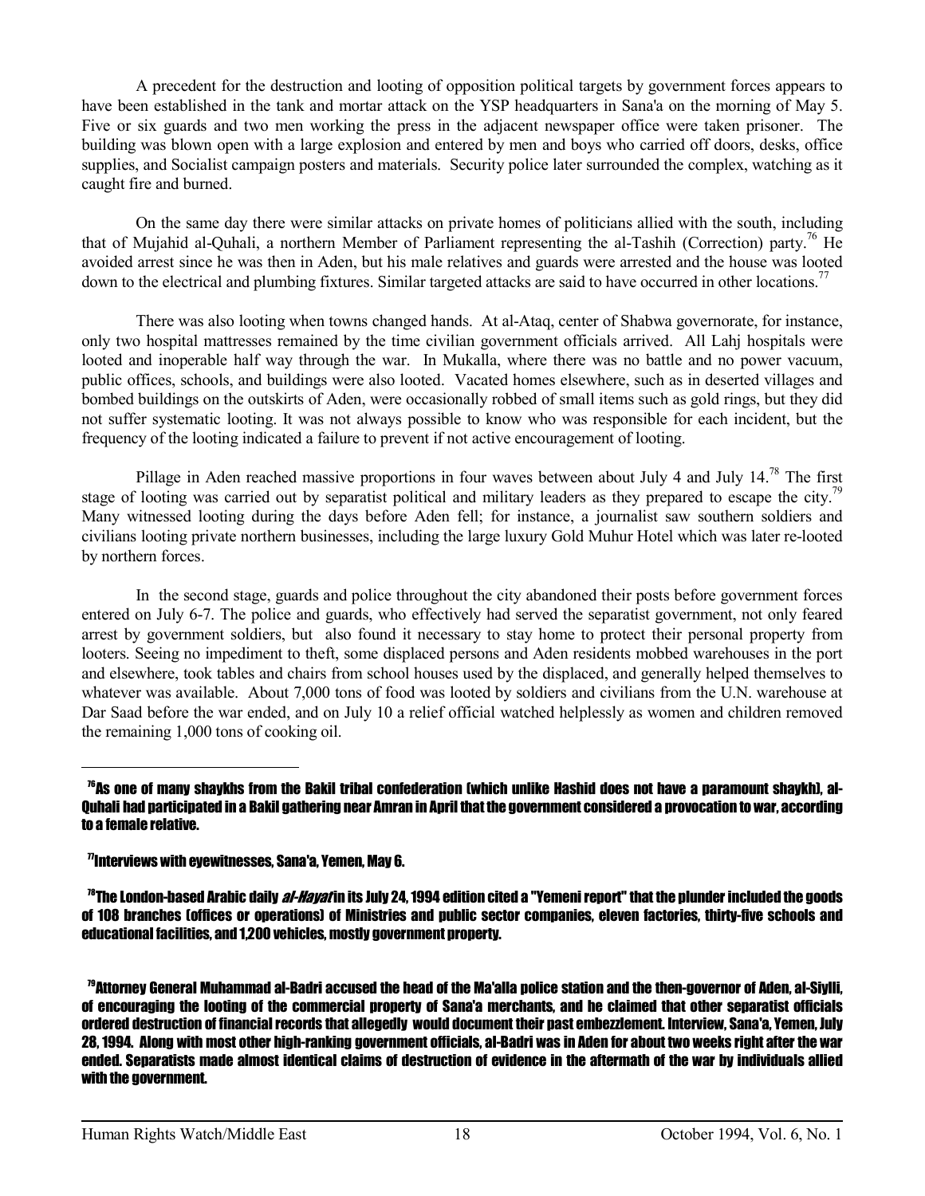A precedent for the destruction and looting of opposition political targets by government forces appears to have been established in the tank and mortar attack on the YSP headquarters in Sana'a on the morning of May 5. Five or six guards and two men working the press in the adjacent newspaper office were taken prisoner. The building was blown open with a large explosion and entered by men and boys who carried off doors, desks, office supplies, and Socialist campaign posters and materials. Security police later surrounded the complex, watching as it caught fire and burned.

On the same day there were similar attacks on private homes of politicians allied with the south, including that of Mujahid al-Quhali, a northern Member of Parliament representing the al-Tashih (Correction) party.[76] He avoided arrest since he was then in Aden, but his male relatives and guards were arrested and the house was looted down to the electrical and plumbing fixtures. Similar targeted attacks are said to have occurred in other locations.[77]

There was also looting when towns changed hands. At al-Ataq, center of Shabwa governorate, for instance, only two hospital mattresses remained by the time civilian government officials arrived. All Lahj hospitals were looted and inoperable half way through the war. In Mukalla, where there was no battle and no power vacuum, public offices, schools, and buildings were also looted. Vacated homes elsewhere, such as in deserted villages and bombed buildings on the outskirts of Aden, were occasionally robbed of small items such as gold rings, but they did not suffer systematic looting. It was not always possible to know who was responsible for each incident, but the frequency of the looting indicated a failure to prevent if not active encouragement of looting.

Pillage in Aden reached massive proportions in four waves between about July 4 and July 14.[78] The first stage of looting was carried out by separatist political and military leaders as they prepared to escape the city.[79] Many witnessed looting during the days before Aden fell; for instance, a journalist saw southern soldiers and civilians looting private northern businesses, including the large luxury Gold Muhur Hotel which was later re-looted by northern forces.

In the second stage, guards and police throughout the city abandoned their posts before government forces entered on July 6-7. The police and guards, who effectively had served the separatist government, not only feared arrest by government soldiers, but also found it necessary to stay home to protect their personal property from looters. Seeing no impediment to theft, some displaced persons and Aden residents mobbed warehouses in the port and elsewhere, took tables and chairs from school houses used by the displaced, and generally helped themselves to whatever was available. About 7,000 tons of food was looted by soldiers and civilians from the U.N. warehouse at Dar Saad before the war ended, and on July 10 a relief official watched helplessly as women and children removed the remaining 1,000 tons of cooking oil.

---

[76] As one of many shaykhs from the Bakil tribal confederation (which unlike Hashid does not have a paramount shaykh), al-Quhali had participated in a Bakil gathering near Amran in April that the government considered a provocation to war, according to a female relative.

[77] Interviews with eyewitnesses, Sana'a, Yemen, May 6.

[78] The London-based Arabic daily *al-Hayat* in its July 24, 1994 edition cited a "Yemeni report" that the plunder included the goods of 108 branches (offices or operations) of Ministries and public sector companies, eleven factories, thirty-five schools and educational facilities, and 1,200 vehicles, mostly government property.

[79] Attorney General Muhammad al-Badri accused the head of the Ma'alla police station and the then-governor of Aden, al-Siylli, of encouraging the looting of the commercial property of Sana'a merchants, and he claimed that other separatist officials ordered destruction of financial records that allegedly would document their past embezzlement. Interview, Sana'a, Yemen, July 28, 1994. Along with most other high-ranking government officials, al-Badri was in Aden for about two weeks right after the war ended. Separatists made almost identical claims of destruction of evidence in the aftermath of the war by individuals allied with the government.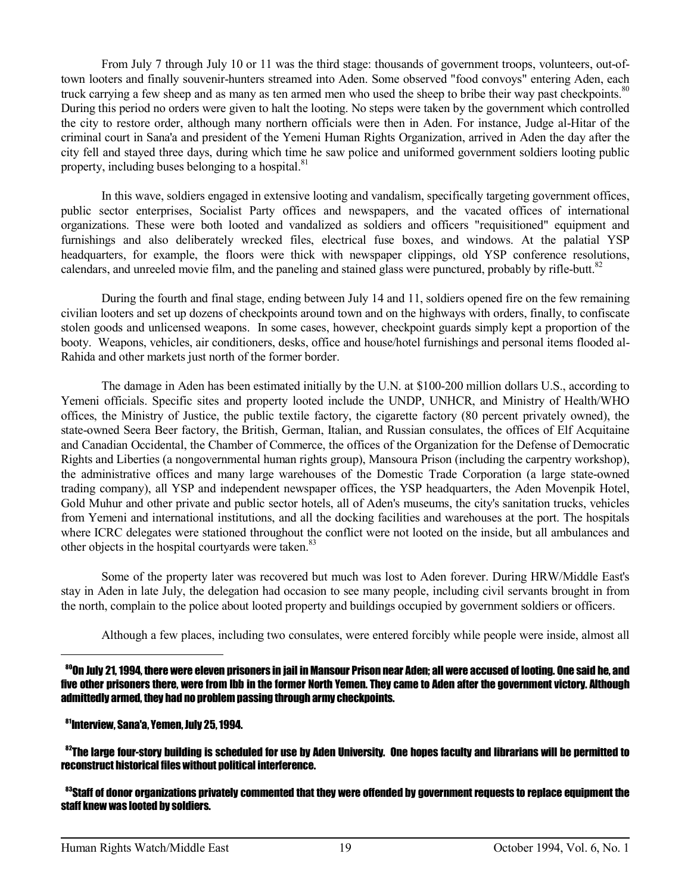From July 7 through July 10 or 11 was the third stage: thousands of government troops, volunteers, out-of-town looters and finally souvenir-hunters streamed into Aden. Some observed "food convoys" entering Aden, each truck carrying a few sheep and as many as ten armed men who used the sheep to bribe their way past checkpoints.[80] During this period no orders were given to halt the looting. No steps were taken by the government which controlled the city to restore order, although many northern officials were then in Aden. For instance, Judge al-Hitar of the criminal court in Sana'a and president of the Yemeni Human Rights Organization, arrived in Aden the day after the city fell and stayed three days, during which time he saw police and uniformed government soldiers looting public property, including buses belonging to a hospital.[81]

In this wave, soldiers engaged in extensive looting and vandalism, specifically targeting government offices, public sector enterprises, Socialist Party offices and newspapers, and the vacated offices of international organizations. These were both looted and vandalized as soldiers and officers "requisitioned" equipment and furnishings and also deliberately wrecked files, electrical fuse boxes, and windows. At the palatial YSP headquarters, for example, the floors were thick with newspaper clippings, old YSP conference resolutions, calendars, and unreeled movie film, and the paneling and stained glass were punctured, probably by rifle-butt.[82]

During the fourth and final stage, ending between July 14 and 11, soldiers opened fire on the few remaining civilian looters and set up dozens of checkpoints around town and on the highways with orders, finally, to confiscate stolen goods and unlicensed weapons. In some cases, however, checkpoint guards simply kept a proportion of the booty. Weapons, vehicles, air conditioners, desks, office and house/hotel furnishings and personal items flooded al-Rahida and other markets just north of the former border.

The damage in Aden has been estimated initially by the U.N. at $100-200 million dollars U.S., according to Yemeni officials. Specific sites and property looted include the UNDP, UNHCR, and Ministry of Health/WHO offices, the Ministry of Justice, the public textile factory, the cigarette factory (80 percent privately owned), the state-owned Seera Beer factory, the British, German, Italian, and Russian consulates, the offices of Elf Acquitaine and Canadian Occidental, the Chamber of Commerce, the offices of the Organization for the Defense of Democratic Rights and Liberties (a nongovernmental human rights group), Mansoura Prison (including the carpentry workshop), the administrative offices and many large warehouses of the Domestic Trade Corporation (a large state-owned trading company), all YSP and independent newspaper offices, the YSP headquarters, the Aden Movenpik Hotel, Gold Muhur and other private and public sector hotels, all of Aden's museums, the city's sanitation trucks, vehicles from Yemeni and international institutions, and all the docking facilities and warehouses at the port. The hospitals where ICRC delegates were stationed throughout the conflict were not looted on the inside, but all ambulances and other objects in the hospital courtyards were taken.[83]

Some of the property later was recovered but much was lost to Aden forever. During HRW/Middle East's stay in Aden in late July, the delegation had occasion to see many people, including civil servants brought in from the north, complain to the police about looted property and buildings occupied by government soldiers or officers.

Although a few places, including two consulates, were entered forcibly while people were inside, almost all

---

[80] On July 21, 1994, there were eleven prisoners in jail in Mansour Prison near Aden; all were accused of looting. One said he, and five other prisoners there, were from Ibb in the former North Yemen. They came to Aden after the government victory. Although admittedly armed, they had no problem passing through army checkpoints.

[81] Interview, Sana'a, Yemen, July 25, 1994.

[82] The large four-story building is scheduled for use by Aden University. One hopes faculty and librarians will be permitted to reconstruct historical files without political interference.

[83] Staff of donor organizations privately commented that they were offended by government requests to replace equipment the staff knew was looted by soldiers.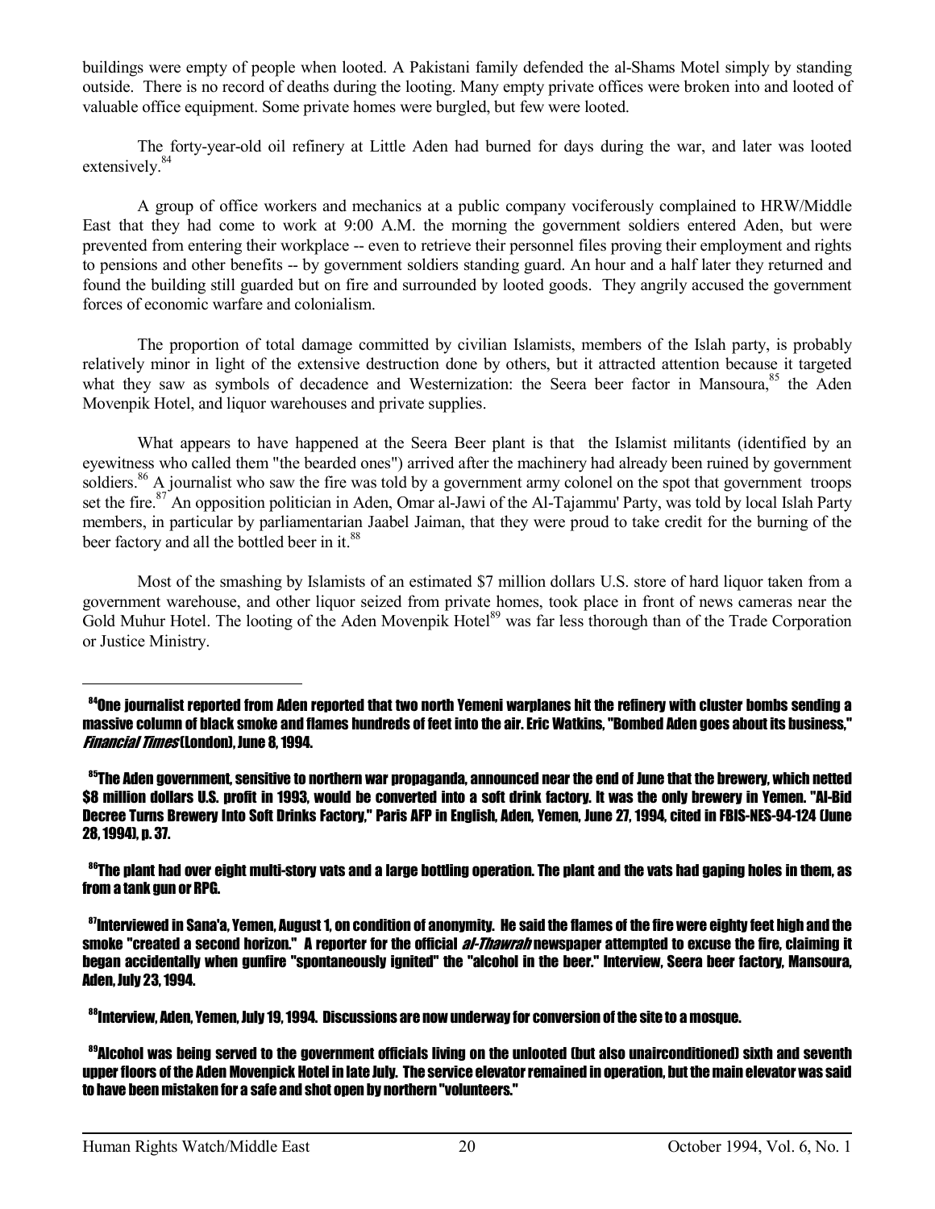buildings were empty of people when looted. A Pakistani family defended the al-Shams Motel simply by standing outside. There is no record of deaths during the looting. Many empty private offices were broken into and looted of valuable office equipment. Some private homes were burgled, but few were looted.

The forty-year-old oil refinery at Little Aden had burned for days during the war, and later was looted extensively.[84]

A group of office workers and mechanics at a public company vociferously complained to HRW/Middle East that they had come to work at 9:00 A.M. the morning the government soldiers entered Aden, but were prevented from entering their workplace -- even to retrieve their personnel files proving their employment and rights to pensions and other benefits -- by government soldiers standing guard. An hour and a half later they returned and found the building still guarded but on fire and surrounded by looted goods. They angrily accused the government forces of economic warfare and colonialism.

The proportion of total damage committed by civilian Islamists, members of the Islah party, is probably relatively minor in light of the extensive destruction done by others, but it attracted attention because it targeted what they saw as symbols of decadence and Westernization: the Seera beer factor in Mansoura,[85] the Aden Movenpik Hotel, and liquor warehouses and private supplies.

What appears to have happened at the Seera Beer plant is that the Islamist militants (identified by an eyewitness who called them "the bearded ones") arrived after the machinery had already been ruined by government soldiers.[86] A journalist who saw the fire was told by a government army colonel on the spot that government troops set the fire.[87] An opposition politician in Aden, Omar al-Jawi of the Al-Tajammu' Party, was told by local Islah Party members, in particular by parliamentarian Jaabel Jaiman, that they were proud to take credit for the burning of the beer factory and all the bottled beer in it.[88]

Most of the smashing by Islamists of an estimated $7 million dollars U.S. store of hard liquor taken from a government warehouse, and other liquor seized from private homes, took place in front of news cameras near the Gold Muhur Hotel. The looting of the Aden Movenpik Hotel[89] was far less thorough than of the Trade Corporation or Justice Ministry.

---

[84] One journalist reported from Aden reported that two north Yemeni warplanes hit the refinery with cluster bombs sending a massive column of black smoke and flames hundreds of feet into the air. Eric Watkins, "Bombed Aden goes about its business," *Financial Times* (London), June 8, 1994.

[85] The Aden government, sensitive to northern war propaganda, announced near the end of June that the brewery, which netted $8 million dollars U.S. profit in 1993, would be converted into a soft drink factory. It was the only brewery in Yemen. "Al-Bid Decree Turns Brewery Into Soft Drinks Factory," Paris AFP in English, Aden, Yemen, June 27, 1994, cited in FBIS-NES-94-124 (June 28, 1994), p. 37.

[86] The plant had over eight multi-story vats and a large bottling operation. The plant and the vats had gaping holes in them, as from a tank gun or RPG.

[87] Interviewed in Sana'a, Yemen, August 1, on condition of anonymity. He said the flames of the fire were eighty feet high and the smoke "created a second horizon." A reporter for the official *al-Thawrah* newspaper attempted to excuse the fire, claiming it began accidentally when gunfire "spontaneously ignited" the "alcohol in the beer." Interview, Seera beer factory, Mansoura, Aden, July 23, 1994.

[88] Interview, Aden, Yemen, July 19, 1994. Discussions are now underway for conversion of the site to a mosque.

[89] Alcohol was being served to the government officials living on the unlooted (but also unairconditioned) sixth and seventh upper floors of the Aden Movenpick Hotel in late July. The service elevator remained in operation, but the main elevator was said to have been mistaken for a safe and shot open by northern "volunteers."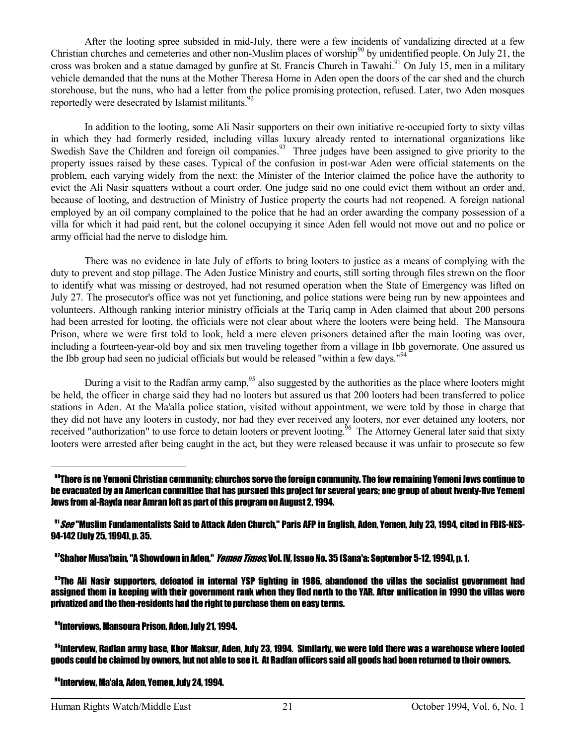After the looting spree subsided in mid-July, there were a few incidents of vandalizing directed at a few Christian churches and cemeteries and other non-Muslim places of worship[90] by unidentified people. On July 21, the cross was broken and a statue damaged by gunfire at St. Francis Church in Tawahi.[91] On July 15, men in a military vehicle demanded that the nuns at the Mother Theresa Home in Aden open the doors of the car shed and the church storehouse, but the nuns, who had a letter from the police promising protection, refused. Later, two Aden mosques reportedly were desecrated by Islamist militants.[92]

In addition to the looting, some Ali Nasir supporters on their own initiative re-occupied forty to sixty villas in which they had formerly resided, including villas luxury already rented to international organizations like Swedish Save the Children and foreign oil companies.[93] Three judges have been assigned to give priority to the property issues raised by these cases. Typical of the confusion in post-war Aden were official statements on the problem, each varying widely from the next: the Minister of the Interior claimed the police have the authority to evict the Ali Nasir squatters without a court order. One judge said no one could evict them without an order and, because of looting, and destruction of Ministry of Justice property the courts had not reopened. A foreign national employed by an oil company complained to the police that he had an order awarding the company possession of a villa for which it had paid rent, but the colonel occupying it since Aden fell would not move out and no police or army official had the nerve to dislodge him.

There was no evidence in late July of efforts to bring looters to justice as a means of complying with the duty to prevent and stop pillage. The Aden Justice Ministry and courts, still sorting through files strewn on the floor to identify what was missing or destroyed, had not resumed operation when the State of Emergency was lifted on July 27. The prosecutor's office was not yet functioning, and police stations were being run by new appointees and volunteers. Although ranking interior ministry officials at the Tariq camp in Aden claimed that about 200 persons had been arrested for looting, the officials were not clear about where the looters were being held. The Mansoura Prison, where we were first told to look, held a mere eleven prisoners detained after the main looting was over, including a fourteen-year-old boy and six men traveling together from a village in Ibb governorate. One assured us the Ibb group had seen no judicial officials but would be released "within a few days."[94]

During a visit to the Radfan army camp,[95] also suggested by the authorities as the place where looters might be held, the officer in charge said they had no looters but assured us that 200 looters had been transferred to police stations in Aden. At the Ma'alla police station, visited without appointment, we were told by those in charge that they did not have any looters in custody, nor had they ever received any looters, nor ever detained any looters, nor received "authorization" to use force to detain looters or prevent looting.[96] The Attorney General later said that sixty looters were arrested after being caught in the act, but they were released because it was unfair to prosecute so few

---

[90] There is no Yemeni Christian community; churches serve the foreign community. The few remaining Yemeni Jews continue to be evacuated by an American committee that has pursued this project for several years; one group of about twenty-five Yemeni Jews from al-Rayda near Amran left as part of this program on August 2, 1994.

[91] *See* "Muslim Fundamentalists Said to Attack Aden Church," Paris AFP in English, Aden, Yemen, July 23, 1994, cited in FBIS-NES-94-142 (July 25, 1994), p. 35.

[92] Shaher Musa'bain, "A Showdown in Aden," *Yemen Times*, Vol. IV, Issue No. 35 (Sana'a: September 5-12, 1994), p. 1.

[93] The Ali Nasir supporters, defeated in internal YSP fighting in 1986, abandoned the villas the socialist government had assigned them in keeping with their government rank when they fled north to the YAR. After unification in 1990 the villas were privatized and the then-residents had the right to purchase them on easy terms.

[94] Interviews, Mansoura Prison, Aden, July 21, 1994.

[95] Interview, Radfan army base, Khor Maksur, Aden, July 23, 1994. Similarly, we were told there was a warehouse where looted goods could be claimed by owners, but not able to see it. At Radfan officers said all goods had been returned to their owners.

[96] Interview, Ma'ala, Aden, Yemen, July 24, 1994.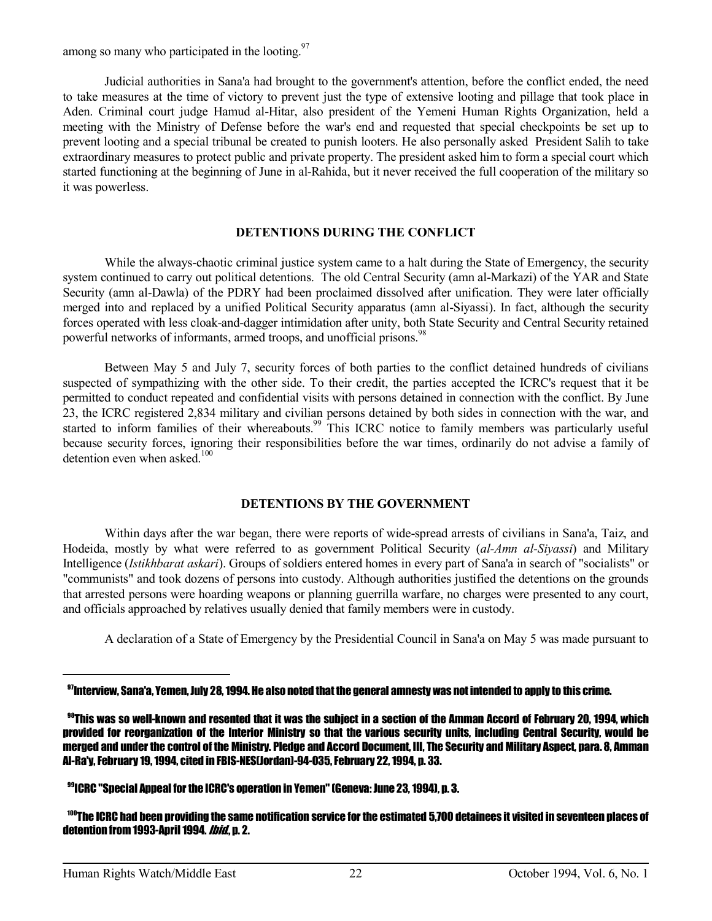among so many who participated in the looting.[97]

Judicial authorities in Sana'a had brought to the government's attention, before the conflict ended, the need to take measures at the time of victory to prevent just the type of extensive looting and pillage that took place in Aden. Criminal court judge Hamud al-Hitar, also president of the Yemeni Human Rights Organization, held a meeting with the Ministry of Defense before the war's end and requested that special checkpoints be set up to prevent looting and a special tribunal be created to punish looters. He also personally asked President Salih to take extraordinary measures to protect public and private property. The president asked him to form a special court which started functioning at the beginning of June in al-Rahida, but it never received the full cooperation of the military so it was powerless.

## DETENTIONS DURING THE CONFLICT

While the always-chaotic criminal justice system came to a halt during the State of Emergency, the security system continued to carry out political detentions. The old Central Security (amn al-Markazi) of the YAR and State Security (amn al-Dawla) of the PDRY had been proclaimed dissolved after unification. They were later officially merged into and replaced by a unified Political Security apparatus (amn al-Siyassi). In fact, although the security forces operated with less cloak-and-dagger intimidation after unity, both State Security and Central Security retained powerful networks of informants, armed troops, and unofficial prisons.[98]

Between May 5 and July 7, security forces of both parties to the conflict detained hundreds of civilians suspected of sympathizing with the other side. To their credit, the parties accepted the ICRC's request that it be permitted to conduct repeated and confidential visits with persons detained in connection with the conflict. By June 23, the ICRC registered 2,834 military and civilian persons detained by both sides in connection with the war, and started to inform families of their whereabouts.[99] This ICRC notice to family members was particularly useful because security forces, ignoring their responsibilities before the war times, ordinarily do not advise a family of detention even when asked.[100]

## DETENTIONS BY THE GOVERNMENT

Within days after the war began, there were reports of wide-spread arrests of civilians in Sana'a, Taiz, and Hodeida, mostly by what were referred to as government Political Security (*al-Amn al-Siyassi*) and Military Intelligence (*Istikhbarat askari*). Groups of soldiers entered homes in every part of Sana'a in search of "socialists" or "communists" and took dozens of persons into custody. Although authorities justified the detentions on the grounds that arrested persons were hoarding weapons or planning guerrilla warfare, no charges were presented to any court, and officials approached by relatives usually denied that family members were in custody.

A declaration of a State of Emergency by the Presidential Council in Sana'a on May 5 was made pursuant to

---

[97] Interview, Sana'a, Yemen, July 28, 1994. He also noted that the general amnesty was not intended to apply to this crime.

[98] This was so well-known and resented that it was the subject in a section of the Amman Accord of February 20, 1994, which provided for reorganization of the Interior Ministry so that the various security units, including Central Security, would be merged and under the control of the Ministry. Pledge and Accord Document, III, The Security and Military Aspect, para. 8, Amman Al-Ra'y, February 19, 1994, cited in FBIS-NES(Jordan)-94-035, February 22, 1994, p. 33.

[99] ICRC "Special Appeal for the ICRC's operation in Yemen" (Geneva: June 23, 1994), p. 3.

[100] The ICRC had been providing the same notification service for the estimated 5,700 detainees it visited in seventeen places of detention from 1993-April 1994. *Ibid.*, p. 2.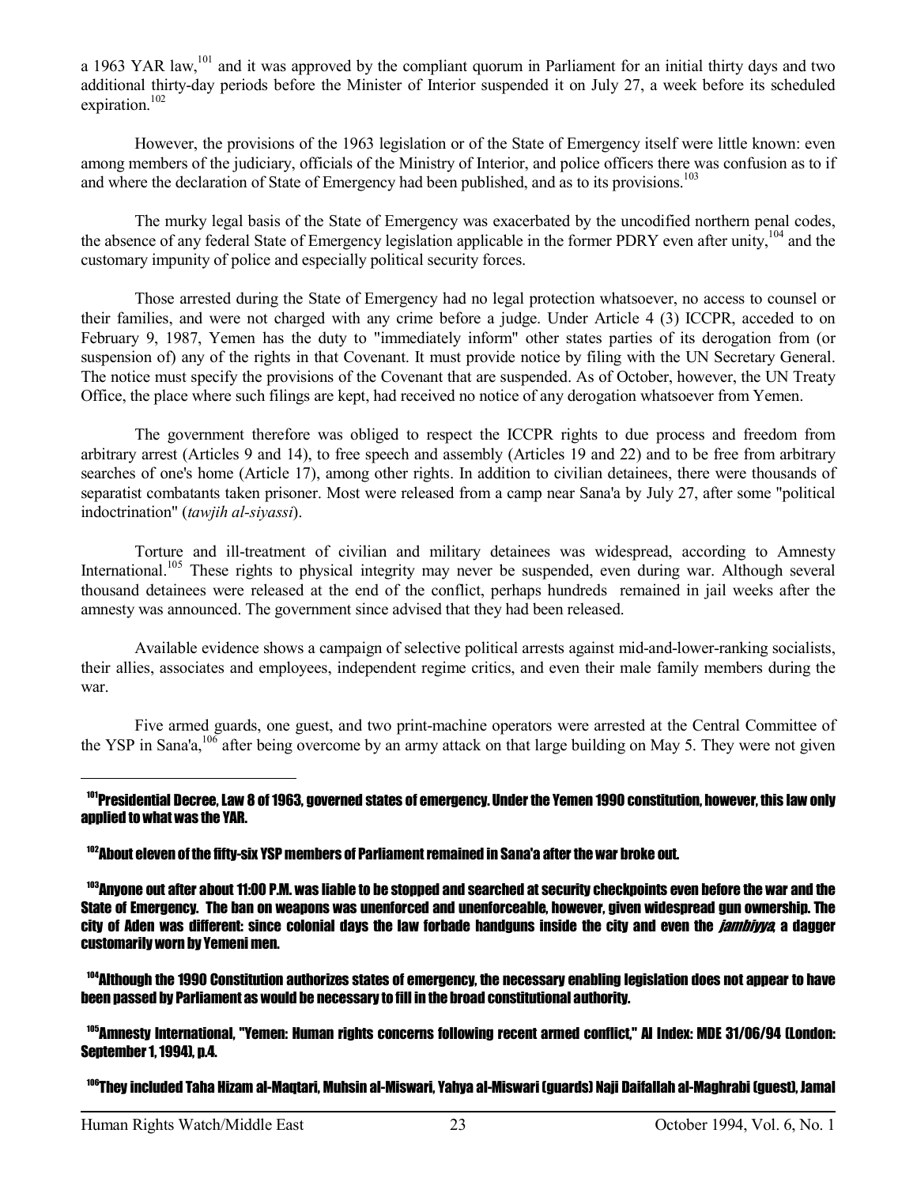a 1963 YAR law,[101] and it was approved by the compliant quorum in Parliament for an initial thirty days and two additional thirty-day periods before the Minister of Interior suspended it on July 27, a week before its scheduled expiration.[102]

However, the provisions of the 1963 legislation or of the State of Emergency itself were little known: even among members of the judiciary, officials of the Ministry of Interior, and police officers there was confusion as to if and where the declaration of State of Emergency had been published, and as to its provisions.[103]

The murky legal basis of the State of Emergency was exacerbated by the uncodified northern penal codes, the absence of any federal State of Emergency legislation applicable in the former PDRY even after unity,[104] and the customary impunity of police and especially political security forces.

Those arrested during the State of Emergency had no legal protection whatsoever, no access to counsel or their families, and were not charged with any crime before a judge. Under Article 4 (3) ICCPR, acceded to on February 9, 1987, Yemen has the duty to "immediately inform" other states parties of its derogation from (or suspension of) any of the rights in that Covenant. It must provide notice by filing with the UN Secretary General. The notice must specify the provisions of the Covenant that are suspended. As of October, however, the UN Treaty Office, the place where such filings are kept, had received no notice of any derogation whatsoever from Yemen.

The government therefore was obliged to respect the ICCPR rights to due process and freedom from arbitrary arrest (Articles 9 and 14), to free speech and assembly (Articles 19 and 22) and to be free from arbitrary searches of one's home (Article 17), among other rights. In addition to civilian detainees, there were thousands of separatist combatants taken prisoner. Most were released from a camp near Sana'a by July 27, after some "political indoctrination" (*tawjih al-siyassi*).

Torture and ill-treatment of civilian and military detainees was widespread, according to Amnesty International.[105] These rights to physical integrity may never be suspended, even during war. Although several thousand detainees were released at the end of the conflict, perhaps hundreds remained in jail weeks after the amnesty was announced. The government since advised that they had been released.

Available evidence shows a campaign of selective political arrests against mid-and-lower-ranking socialists, their allies, associates and employees, independent regime critics, and even their male family members during the war.

Five armed guards, one guest, and two print-machine operators were arrested at the Central Committee of the YSP in Sana'a,[106] after being overcome by an army attack on that large building on May 5. They were not given

---

[101] Presidential Decree, Law 8 of 1963, governed states of emergency. Under the Yemen 1990 constitution, however, this law only applied to what was the YAR.

[102] About eleven of the fifty-six YSP members of Parliament remained in Sana'a after the war broke out.

[103] Anyone out after about 11:00 P.M. was liable to be stopped and searched at security checkpoints even before the war and the State of Emergency. The ban on weapons was unenforced and unenforceable, however, given widespread gun ownership. The city of Aden was different: since colonial days the law forbade handguns inside the city and even the *jambiyya*, a dagger customarily worn by Yemeni men.

[104] Although the 1990 Constitution authorizes states of emergency, the necessary enabling legislation does not appear to have been passed by Parliament as would be necessary to fill in the broad constitutional authority.

[105] Amnesty International, "Yemen: Human rights concerns following recent armed conflict," AI Index: MDE 31/06/94 (London: September 1, 1994), p.4.

[106] They included Taha Hizam al-Maqtari, Muhsin al-Miswari, Yahya al-Miswari (guards) Naji Daifallah al-Maghrabi (guest), Jamal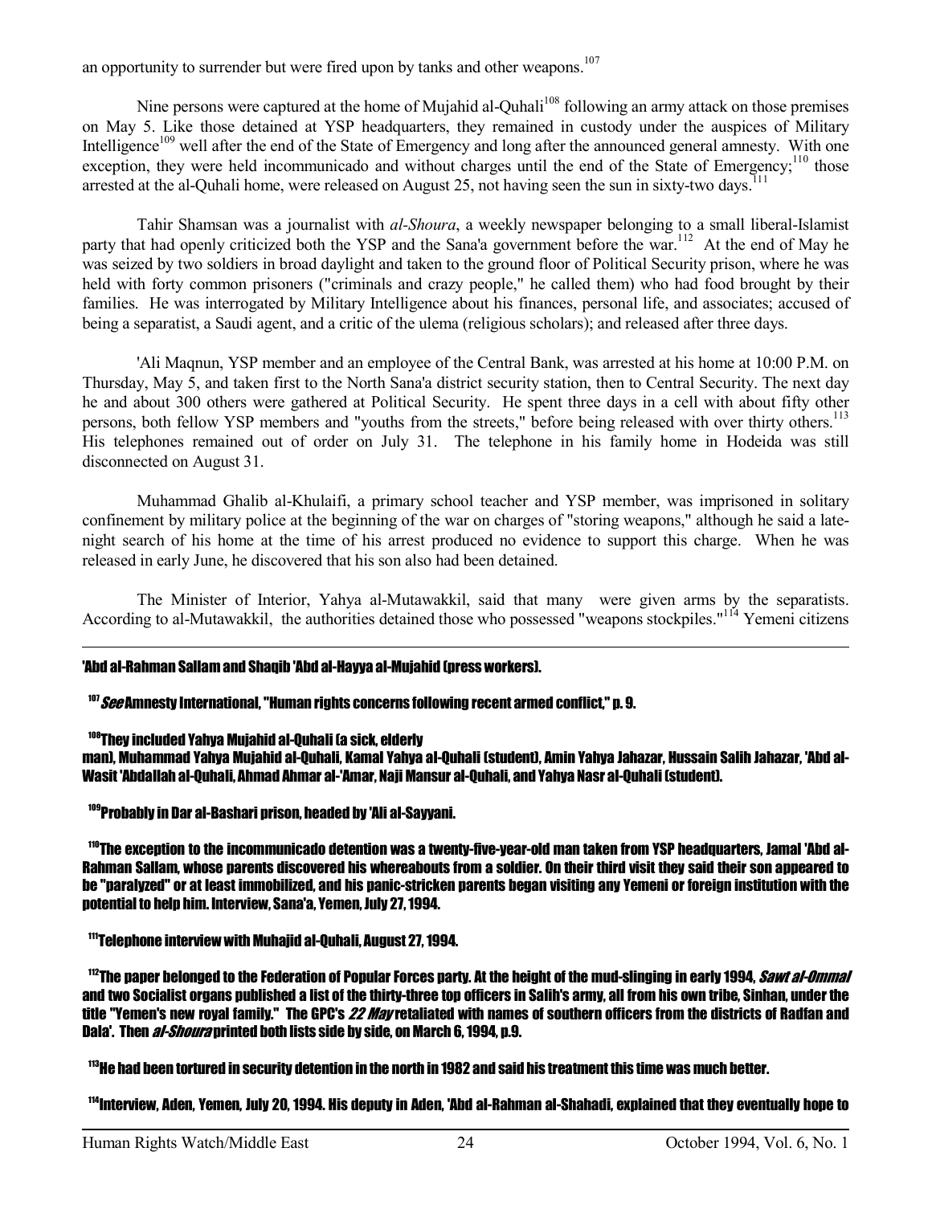an opportunity to surrender but were fired upon by tanks and other weapons.[107]

Nine persons were captured at the home of Mujahid al-Quhali[108] following an army attack on those premises on May 5. Like those detained at YSP headquarters, they remained in custody under the auspices of Military Intelligence[109] well after the end of the State of Emergency and long after the announced general amnesty. With one exception, they were held incommunicado and without charges until the end of the State of Emergency;[110] those arrested at the al-Quhali home, were released on August 25, not having seen the sun in sixty-two days.[111]

Tahir Shamsan was a journalist with *al-Shoura*, a weekly newspaper belonging to a small liberal-Islamist party that had openly criticized both the YSP and the Sana'a government before the war.[112] At the end of May he was seized by two soldiers in broad daylight and taken to the ground floor of Political Security prison, where he was held with forty common prisoners ("criminals and crazy people," he called them) who had food brought by their families. He was interrogated by Military Intelligence about his finances, personal life, and associates; accused of being a separatist, a Saudi agent, and a critic of the ulema (religious scholars); and released after three days.

'Ali Maqnun, YSP member and an employee of the Central Bank, was arrested at his home at 10:00 P.M. on Thursday, May 5, and taken first to the North Sana'a district security station, then to Central Security. The next day he and about 300 others were gathered at Political Security. He spent three days in a cell with about fifty other persons, both fellow YSP members and "youths from the streets," before being released with over thirty others.[113] His telephones remained out of order on July 31. The telephone in his family home in Hodeida was still disconnected on August 31.

Muhammad Ghalib al-Khulaifi, a primary school teacher and YSP member, was imprisoned in solitary confinement by military police at the beginning of the war on charges of "storing weapons," although he said a late-night search of his home at the time of his arrest produced no evidence to support this charge. When he was released in early June, he discovered that his son also had been detained.

The Minister of Interior, Yahya al-Mutawakkil, said that many were given arms by the separatists. According to al-Mutawakkil, the authorities detained those who possessed "weapons stockpiles."[114] Yemeni citizens

---

'Abd al-Rahman Sallam and Shaqib 'Abd al-Hayya al-Mujahid (press workers).

[107] *See* Amnesty International, "Human rights concerns following recent armed conflict," p. 9.

[108] They included Yahya Mujahid al-Quhali (a sick, elderly man), Muhammad Yahya Mujahid al-Quhali, Kamal Yahya al-Quhali (student), Amin Yahya Jahazar, Hussain Salih Jahazar, 'Abd al-Wasit 'Abdallah al-Quhali, Ahmad Ahmar al-'Amar, Naji Mansur al-Quhali, and Yahya Nasr al-Quhali (student).

[109] Probably in Dar al-Bashari prison, headed by 'Ali al-Sayyani.

[110] The exception to the incommunicado detention was a twenty-five-year-old man taken from YSP headquarters, Jamal 'Abd al-Rahman Sallam, whose parents discovered his whereabouts from a soldier. On their third visit they said their son appeared to be "paralyzed" or at least immobilized, and his panic-stricken parents began visiting any Yemeni or foreign institution with the potential to help him. Interview, Sana'a, Yemen, July 27, 1994.

[111] Telephone interview with Muhajid al-Quhali, August 27, 1994.

[112] The paper belonged to the Federation of Popular Forces party. At the height of the mud-slinging in early 1994, *Sawt al-Ommal* and two Socialist organs published a list of the thirty-three top officers in Salih's army, all from his own tribe, Sinhan, under the title "Yemen's new royal family." The GPC's *22 May* retaliated with names of southern officers from the districts of Radfan and Dala'. Then *al-Shoura* printed both lists side by side, on March 6, 1994, p.9.

[113] He had been tortured in security detention in the north in 1982 and said his treatment this time was much better.

[114] Interview, Aden, Yemen, July 20, 1994. His deputy in Aden, 'Abd al-Rahman al-Shahadi, explained that they eventually hope to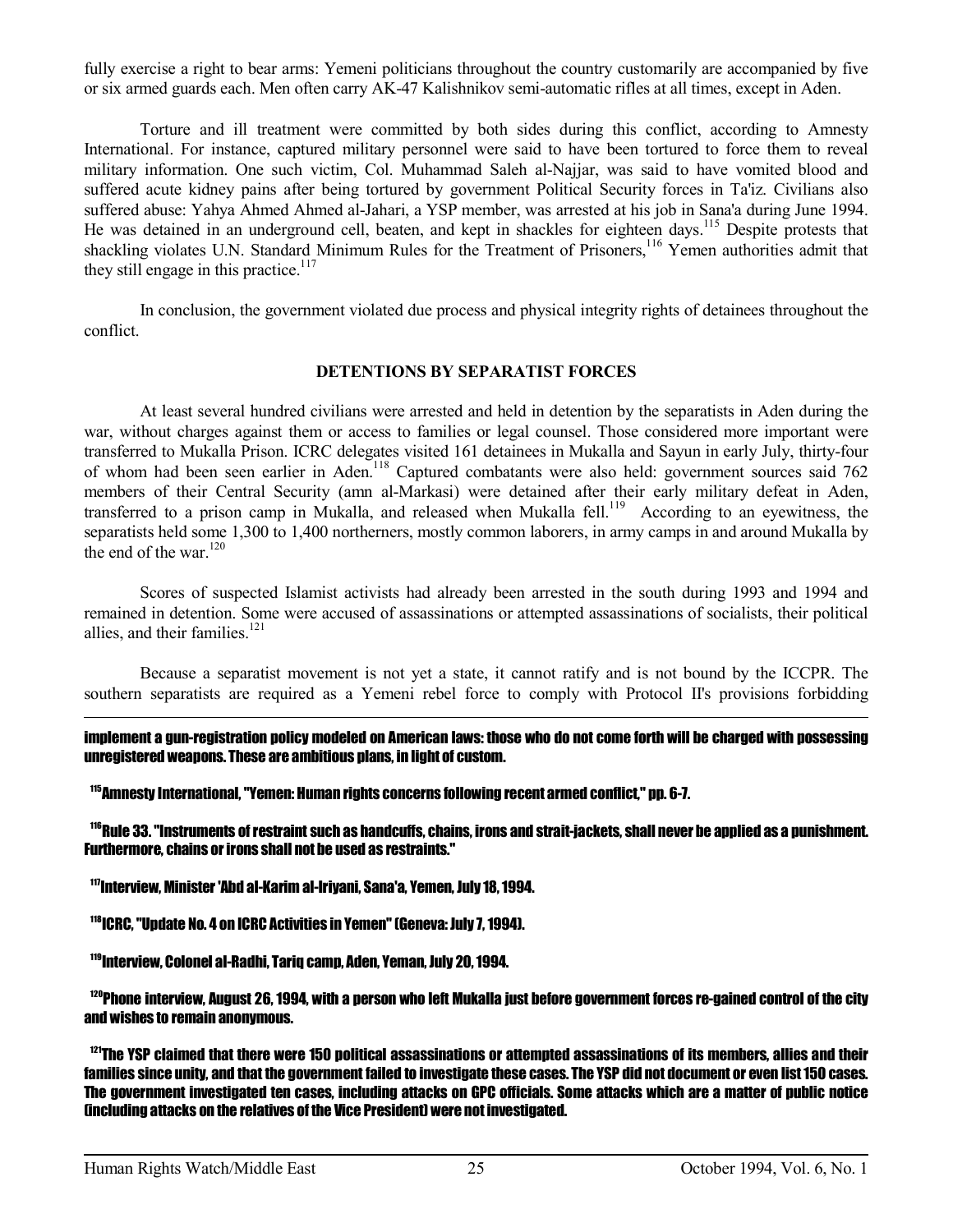fully exercise a right to bear arms: Yemeni politicians throughout the country customarily are accompanied by five or six armed guards each. Men often carry AK-47 Kalishnikov semi-automatic rifles at all times, except in Aden.

Torture and ill treatment were committed by both sides during this conflict, according to Amnesty International. For instance, captured military personnel were said to have been tortured to force them to reveal military information. One such victim, Col. Muhammad Saleh al-Najjar, was said to have vomited blood and suffered acute kidney pains after being tortured by government Political Security forces in Ta'iz. Civilians also suffered abuse: Yahya Ahmed Ahmed al-Jahari, a YSP member, was arrested at his job in Sana'a during June 1994. He was detained in an underground cell, beaten, and kept in shackles for eighteen days.[115] Despite protests that shackling violates U.N. Standard Minimum Rules for the Treatment of Prisoners,[116] Yemen authorities admit that they still engage in this practice.[117]

In conclusion, the government violated due process and physical integrity rights of detainees throughout the conflict.

**DETENTIONS BY SEPARATIST FORCES**

At least several hundred civilians were arrested and held in detention by the separatists in Aden during the war, without charges against them or access to families or legal counsel. Those considered more important were transferred to Mukalla Prison. ICRC delegates visited 161 detainees in Mukalla and Sayun in early July, thirty-four of whom had been seen earlier in Aden.[118] Captured combatants were also held: government sources said 762 members of their Central Security (amn al-Markasi) were detained after their early military defeat in Aden, transferred to a prison camp in Mukalla, and released when Mukalla fell.[119] According to an eyewitness, the separatists held some 1,300 to 1,400 northerners, mostly common laborers, in army camps in and around Mukalla by the end of the war.[120]

Scores of suspected Islamist activists had already been arrested in the south during 1993 and 1994 and remained in detention. Some were accused of assassinations or attempted assassinations of socialists, their political allies, and their families.[121]

Because a separatist movement is not yet a state, it cannot ratify and is not bound by the ICCPR. The southern separatists are required as a Yemeni rebel force to comply with Protocol II's provisions forbidding

---

implement a gun-registration policy modeled on American laws: those who do not come forth will be charged with possessing unregistered weapons. These are ambitious plans, in light of custom.

[115] Amnesty International, "Yemen: Human rights concerns following recent armed conflict," pp. 6-7.

[116] Rule 33. "Instruments of restraint such as handcuffs, chains, irons and strait-jackets, shall never be applied as a punishment. Furthermore, chains or irons shall not be used as restraints."

[117] Interview, Minister 'Abd al-Karim al-Iriyani, Sana'a, Yemen, July 18, 1994.

[118] ICRC, "Update No. 4 on ICRC Activities in Yemen" (Geneva: July 7, 1994).

[119] Interview, Colonel al-Radhi, Tariq camp, Aden, Yeman, July 20, 1994.

[120] Phone interview, August 26, 1994, with a person who left Mukalla just before government forces re-gained control of the city and wishes to remain anonymous.

[121] The YSP claimed that there were 150 political assassinations or attempted assassinations of its members, allies and their families since unity, and that the government failed to investigate these cases. The YSP did not document or even list 150 cases. The government investigated ten cases, including attacks on GPC officials. Some attacks which are a matter of public notice (including attacks on the relatives of the Vice President) were not investigated.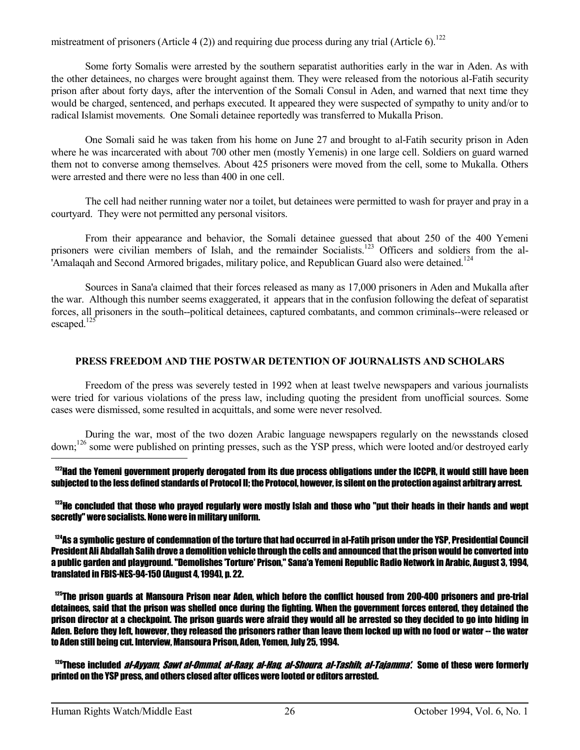mistreatment of prisoners (Article 4 (2)) and requiring due process during any trial (Article 6).[122]

Some forty Somalis were arrested by the southern separatist authorities early in the war in Aden. As with the other detainees, no charges were brought against them. They were released from the notorious al-Fatih security prison after about forty days, after the intervention of the Somali Consul in Aden, and warned that next time they would be charged, sentenced, and perhaps executed. It appeared they were suspected of sympathy to unity and/or to radical Islamist movements. One Somali detainee reportedly was transferred to Mukalla Prison.

One Somali said he was taken from his home on June 27 and brought to al-Fatih security prison in Aden where he was incarcerated with about 700 other men (mostly Yemenis) in one large cell. Soldiers on guard warned them not to converse among themselves. About 425 prisoners were moved from the cell, some to Mukalla. Others were arrested and there were no less than 400 in one cell.

The cell had neither running water nor a toilet, but detainees were permitted to wash for prayer and pray in a courtyard. They were not permitted any personal visitors.

From their appearance and behavior, the Somali detainee guessed that about 250 of the 400 Yemeni prisoners were civilian members of Islah, and the remainder Socialists.[123] Officers and soldiers from the al-'Amalaqah and Second Armored brigades, military police, and Republican Guard also were detained.[124]

Sources in Sana'a claimed that their forces released as many as 17,000 prisoners in Aden and Mukalla after the war. Although this number seems exaggerated, it appears that in the confusion following the defeat of separatist forces, all prisoners in the south--political detainees, captured combatants, and common criminals--were released or escaped.[125]

## PRESS FREEDOM AND THE POSTWAR DETENTION OF JOURNALISTS AND SCHOLARS

Freedom of the press was severely tested in 1992 when at least twelve newspapers and various journalists were tried for various violations of the press law, including quoting the president from unofficial sources. Some cases were dismissed, some resulted in acquittals, and some were never resolved.

During the war, most of the two dozen Arabic language newspapers regularly on the newsstands closed down;[126] some were published on printing presses, such as the YSP press, which were looted and/or destroyed early

---

[122] Had the Yemeni government properly derogated from its due process obligations under the ICCPR, it would still have been subjected to the less defined standards of Protocol II; the Protocol, however, is silent on the protection against arbitrary arrest.

[123] He concluded that those who prayed regularly were mostly Islah and those who "put their heads in their hands and wept secretly" were socialists. None were in military uniform.

[124] As a symbolic gesture of condemnation of the torture that had occurred in al-Fatih prison under the YSP, Presidential Council President Ali Abdallah Salih drove a demolition vehicle through the cells and announced that the prison would be converted into a public garden and playground. "Demolishes 'Torture' Prison," Sana'a Yemeni Republic Radio Network in Arabic, August 3, 1994, translated in FBIS-NES-94-150 (August 4, 1994), p. 22.

[125] The prison guards at Mansoura Prison near Aden, which before the conflict housed from 200-400 prisoners and pre-trial detainees, said that the prison was shelled once during the fighting. When the government forces entered, they detained the prison director at a checkpoint. The prison guards were afraid they would all be arrested so they decided to go into hiding in Aden. Before they left, however, they released the prisoners rather than leave them locked up with no food or water -- the water to Aden still being cut. Interview, Mansoura Prison, Aden, Yemen, July 25, 1994.

[126] These included *al-Ayyam*, *Sawt al-Ommal*, *al-Raay*, *al-Haq*, *al-Shoura*, *al-Tashih*, *al-Tajamma'*. Some of these were formerly printed on the YSP press, and others closed after offices were looted or editors arrested.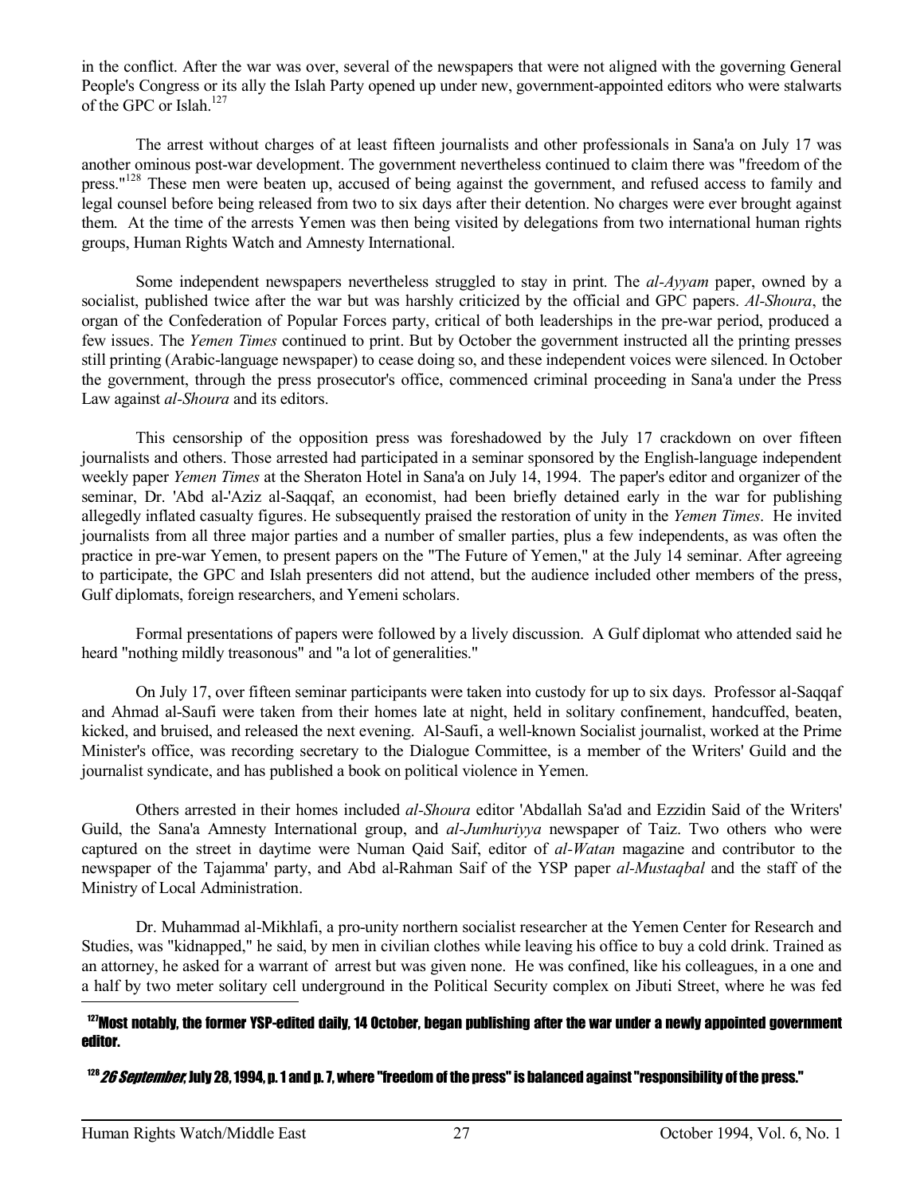in the conflict. After the war was over, several of the newspapers that were not aligned with the governing General People's Congress or its ally the Islah Party opened up under new, government-appointed editors who were stalwarts of the GPC or Islah.[127]

The arrest without charges of at least fifteen journalists and other professionals in Sana'a on July 17 was another ominous post-war development. The government nevertheless continued to claim there was "freedom of the press."[128] These men were beaten up, accused of being against the government, and refused access to family and legal counsel before being released from two to six days after their detention. No charges were ever brought against them. At the time of the arrests Yemen was then being visited by delegations from two international human rights groups, Human Rights Watch and Amnesty International.

Some independent newspapers nevertheless struggled to stay in print. The *al-Ayyam* paper, owned by a socialist, published twice after the war but was harshly criticized by the official and GPC papers. *Al-Shoura*, the organ of the Confederation of Popular Forces party, critical of both leaderships in the pre-war period, produced a few issues. The *Yemen Times* continued to print. But by October the government instructed all the printing presses still printing (Arabic-language newspaper) to cease doing so, and these independent voices were silenced. In October the government, through the press prosecutor's office, commenced criminal proceeding in Sana'a under the Press Law against *al-Shoura* and its editors.

This censorship of the opposition press was foreshadowed by the July 17 crackdown on over fifteen journalists and others. Those arrested had participated in a seminar sponsored by the English-language independent weekly paper *Yemen Times* at the Sheraton Hotel in Sana'a on July 14, 1994. The paper's editor and organizer of the seminar, Dr. 'Abd al-'Aziz al-Saqqaf, an economist, had been briefly detained early in the war for publishing allegedly inflated casualty figures. He subsequently praised the restoration of unity in the *Yemen Times*. He invited journalists from all three major parties and a number of smaller parties, plus a few independents, as was often the practice in pre-war Yemen, to present papers on the "The Future of Yemen," at the July 14 seminar. After agreeing to participate, the GPC and Islah presenters did not attend, but the audience included other members of the press, Gulf diplomats, foreign researchers, and Yemeni scholars.

Formal presentations of papers were followed by a lively discussion. A Gulf diplomat who attended said he heard "nothing mildly treasonous" and "a lot of generalities."

On July 17, over fifteen seminar participants were taken into custody for up to six days. Professor al-Saqqaf and Ahmad al-Saufi were taken from their homes late at night, held in solitary confinement, handcuffed, beaten, kicked, and bruised, and released the next evening. Al-Saufi, a well-known Socialist journalist, worked at the Prime Minister's office, was recording secretary to the Dialogue Committee, is a member of the Writers' Guild and the journalist syndicate, and has published a book on political violence in Yemen.

Others arrested in their homes included *al-Shoura* editor 'Abdallah Sa'ad and Ezzidin Said of the Writers' Guild, the Sana'a Amnesty International group, and *al-Jumhuriyya* newspaper of Taiz. Two others who were captured on the street in daytime were Numan Qaid Saif, editor of *al-Watan* magazine and contributor to the newspaper of the Tajamma' party, and Abd al-Rahman Saif of the YSP paper *al-Mustaqbal* and the staff of the Ministry of Local Administration.

Dr. Muhammad al-Mikhlafi, a pro-unity northern socialist researcher at the Yemen Center for Research and Studies, was "kidnapped," he said, by men in civilian clothes while leaving his office to buy a cold drink. Trained as an attorney, he asked for a warrant of arrest but was given none. He was confined, like his colleagues, in a one and a half by two meter solitary cell underground in the Political Security complex on Jibuti Street, where he was fed

---

[127] Most notably, the former YSP-edited daily, 14 October, began publishing after the war under a newly appointed government editor.

[128] *26 September*, July 28, 1994, p. 1 and p. 7, where "freedom of the press" is balanced against "responsibility of the press."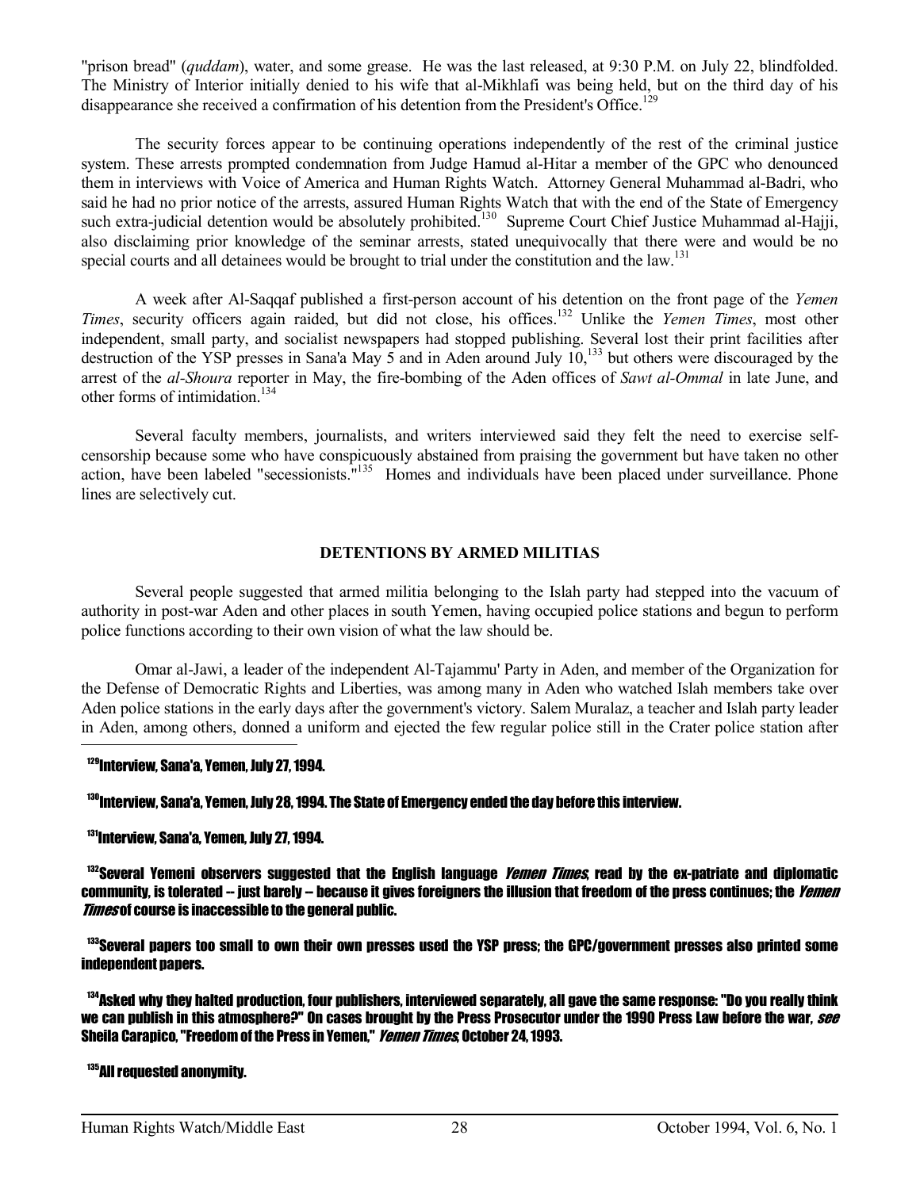"prison bread" (*quddam*), water, and some grease. He was the last released, at 9:30 P.M. on July 22, blindfolded. The Ministry of Interior initially denied to his wife that al-Mikhlafi was being held, but on the third day of his disappearance she received a confirmation of his detention from the President's Office.[129]

The security forces appear to be continuing operations independently of the rest of the criminal justice system. These arrests prompted condemnation from Judge Hamud al-Hitar a member of the GPC who denounced them in interviews with Voice of America and Human Rights Watch. Attorney General Muhammad al-Badri, who said he had no prior notice of the arrests, assured Human Rights Watch that with the end of the State of Emergency such extra-judicial detention would be absolutely prohibited.[130] Supreme Court Chief Justice Muhammad al-Hajji, also disclaiming prior knowledge of the seminar arrests, stated unequivocally that there were and would be no special courts and all detainees would be brought to trial under the constitution and the law.[131]

A week after Al-Saqqaf published a first-person account of his detention on the front page of the *Yemen Times*, security officers again raided, but did not close, his offices.[132] Unlike the *Yemen Times*, most other independent, small party, and socialist newspapers had stopped publishing. Several lost their print facilities after destruction of the YSP presses in Sana'a May 5 and in Aden around July 10,[133] but others were discouraged by the arrest of the *al-Shoura* reporter in May, the fire-bombing of the Aden offices of *Sawt al-Ommal* in late June, and other forms of intimidation.[134]

Several faculty members, journalists, and writers interviewed said they felt the need to exercise self-censorship because some who have conspicuously abstained from praising the government but have taken no other action, have been labeled "secessionists."[135] Homes and individuals have been placed under surveillance. Phone lines are selectively cut.

## DETENTIONS BY ARMED MILITIAS

Several people suggested that armed militia belonging to the Islah party had stepped into the vacuum of authority in post-war Aden and other places in south Yemen, having occupied police stations and begun to perform police functions according to their own vision of what the law should be.

Omar al-Jawi, a leader of the independent Al-Tajammu' Party in Aden, and member of the Organization for the Defense of Democratic Rights and Liberties, was among many in Aden who watched Islah members take over Aden police stations in the early days after the government's victory. Salem Muralaz, a teacher and Islah party leader in Aden, among others, donned a uniform and ejected the few regular police still in the Crater police station after

---

[129] Interview, Sana'a, Yemen, July 27, 1994.

[130] Interview, Sana'a, Yemen, July 28, 1994. The State of Emergency ended the day before this interview.

[131] Interview, Sana'a, Yemen, July 27, 1994.

[132] Several Yemeni observers suggested that the English language *Yemen Times*, read by the ex-patriate and diplomatic community, is tolerated -- just barely -- because it gives foreigners the illusion that freedom of the press continues; the *Yemen Times* of course is inaccessible to the general public.

[133] Several papers too small to own their own presses used the YSP press; the GPC/government presses also printed some independent papers.

[134] Asked why they halted production, four publishers, interviewed separately, all gave the same response: "Do you really think we can publish in this atmosphere?" On cases brought by the Press Prosecutor under the 1990 Press Law before the war, *see* Sheila Carapico, "Freedom of the Press in Yemen," *Yemen Times*, October 24, 1993.

[135] All requested anonymity.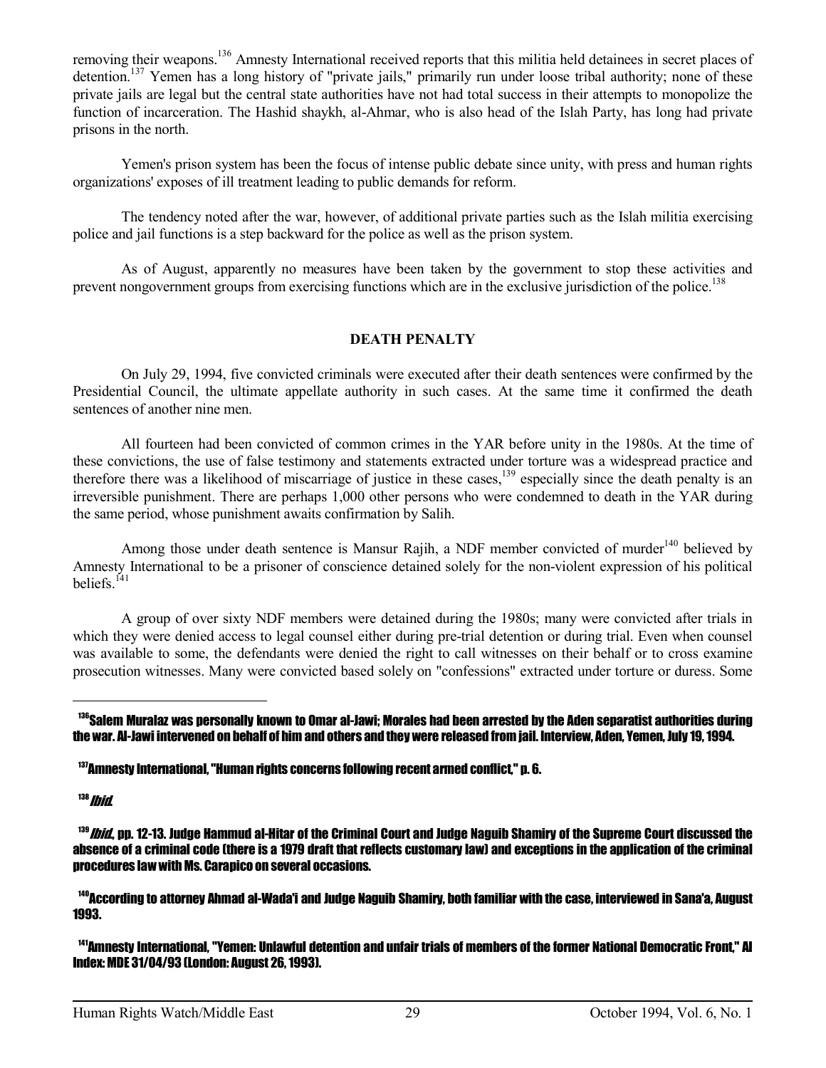removing their weapons.[136] Amnesty International received reports that this militia held detainees in secret places of detention.[137] Yemen has a long history of "private jails," primarily run under loose tribal authority; none of these private jails are legal but the central state authorities have not had total success in their attempts to monopolize the function of incarceration. The Hashid shaykh, al-Ahmar, who is also head of the Islah Party, has long had private prisons in the north.

Yemen's prison system has been the focus of intense public debate since unity, with press and human rights organizations' exposes of ill treatment leading to public demands for reform.

The tendency noted after the war, however, of additional private parties such as the Islah militia exercising police and jail functions is a step backward for the police as well as the prison system.

As of August, apparently no measures have been taken by the government to stop these activities and prevent nongovernment groups from exercising functions which are in the exclusive jurisdiction of the police.[138]

## DEATH PENALTY

On July 29, 1994, five convicted criminals were executed after their death sentences were confirmed by the Presidential Council, the ultimate appellate authority in such cases. At the same time it confirmed the death sentences of another nine men.

All fourteen had been convicted of common crimes in the YAR before unity in the 1980s. At the time of these convictions, the use of false testimony and statements extracted under torture was a widespread practice and therefore there was a likelihood of miscarriage of justice in these cases,[139] especially since the death penalty is an irreversible punishment. There are perhaps 1,000 other persons who were condemned to death in the YAR during the same period, whose punishment awaits confirmation by Salih.

Among those under death sentence is Mansur Rajih, a NDF member convicted of murder[140] believed by Amnesty International to be a prisoner of conscience detained solely for the non-violent expression of his political beliefs.[141]

A group of over sixty NDF members were detained during the 1980s; many were convicted after trials in which they were denied access to legal counsel either during pre-trial detention or during trial. Even when counsel was available to some, the defendants were denied the right to call witnesses on their behalf or to cross examine prosecution witnesses. Many were convicted based solely on "confessions" extracted under torture or duress. Some

---

[136] Salem Muralaz was personally known to Omar al-Jawi; Morales had been arrested by the Aden separatist authorities during the war. Al-Jawi intervened on behalf of him and others and they were released from jail. Interview, Aden, Yemen, July 19, 1994.

[137] Amnesty International, "Human rights concerns following recent armed conflict," p. 6.

[138] *Ibid.*

[139] *Ibid.*, pp. 12-13. Judge Hammud al-Hitar of the Criminal Court and Judge Naguib Shamiry of the Supreme Court discussed the absence of a criminal code (there is a 1979 draft that reflects customary law) and exceptions in the application of the criminal procedures law with Ms. Carapico on several occasions.

[140] According to attorney Ahmad al-Wada'i and Judge Naguib Shamiry, both familiar with the case, interviewed in Sana'a, August 1993.

[141] Amnesty International, "Yemen: Unlawful detention and unfair trials of members of the former National Democratic Front," AI Index: MDE 31/04/93 (London: August 26, 1993).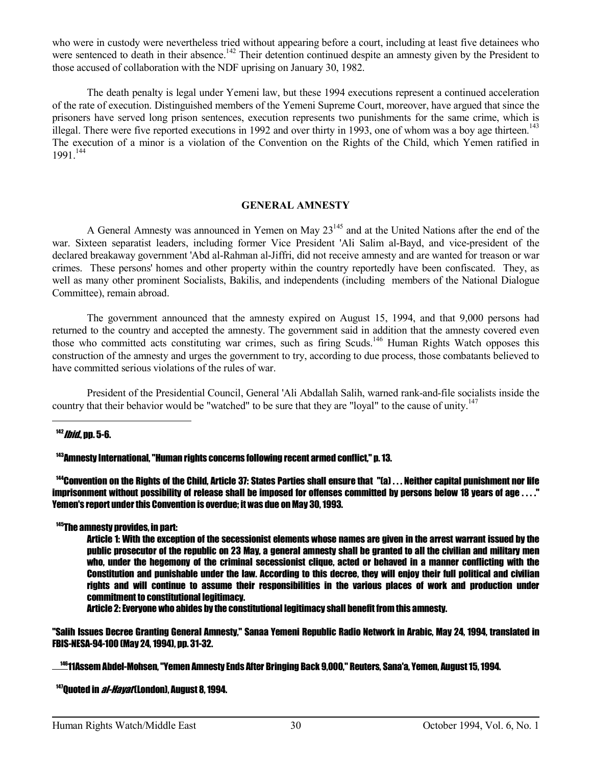who were in custody were nevertheless tried without appearing before a court, including at least five detainees who were sentenced to death in their absence.[142] Their detention continued despite an amnesty given by the President to those accused of collaboration with the NDF uprising on January 30, 1982.

The death penalty is legal under Yemeni law, but these 1994 executions represent a continued acceleration of the rate of execution. Distinguished members of the Yemeni Supreme Court, moreover, have argued that since the prisoners have served long prison sentences, execution represents two punishments for the same crime, which is illegal. There were five reported executions in 1992 and over thirty in 1993, one of whom was a boy age thirteen.[143] The execution of a minor is a violation of the Convention on the Rights of the Child, which Yemen ratified in 1991.[144]

## GENERAL AMNESTY

A General Amnesty was announced in Yemen on May 23[145] and at the United Nations after the end of the war. Sixteen separatist leaders, including former Vice President 'Ali Salim al-Bayd, and vice-president of the declared breakaway government 'Abd al-Rahman al-Jiffri, did not receive amnesty and are wanted for treason or war crimes. These persons' homes and other property within the country reportedly have been confiscated. They, as well as many other prominent Socialists, Bakilis, and independents (including members of the National Dialogue Committee), remain abroad.

The government announced that the amnesty expired on August 15, 1994, and that 9,000 persons had returned to the country and accepted the amnesty. The government said in addition that the amnesty covered even those who committed acts constituting war crimes, such as firing Scuds.[146] Human Rights Watch opposes this construction of the amnesty and urges the government to try, according to due process, those combatants believed to have committed serious violations of the rules of war.

President of the Presidential Council, General 'Ali Abdallah Salih, warned rank-and-file socialists inside the country that their behavior would be "watched" to be sure that they are "loyal" to the cause of unity.[147]

---

[142] *Ibid.*, pp. 5-6.

[143] Amnesty International, "Human rights concerns following recent armed conflict," p. 13.

[144] Convention on the Rights of the Child, Article 37: States Parties shall ensure that "(a) . . . Neither capital punishment nor life imprisonment without possibility of release shall be imposed for offenses committed by persons below 18 years of age . . . ." Yemen's report under this Convention is overdue; it was due on May 30, 1993.

[145] The amnesty provides, in part:

> Article 1: With the exception of the secessionist elements whose names are given in the arrest warrant issued by the public prosecutor of the republic on 23 May, a general amnesty shall be granted to all the civilian and military men who, under the hegemony of the criminal secessionist clique, acted or behaved in a manner conflicting with the Constitution and punishable under the law. According to this decree, they will enjoy their full political and civilian rights and will continue to assume their responsibilities in the various places of work and production under commitment to constitutional legitimacy.
>
> Article 2: Everyone who abides by the constitutional legitimacy shall benefit from this amnesty.

"Salih Issues Decree Granting General Amnesty," Sanaa Yemeni Republic Radio Network in Arabic, May 24, 1994, translated in FBIS-NESA-94-100 (May 24, 1994), pp. 31-32.

[146] 11Assem Abdel-Mohsen, "Yemen Amnesty Ends After Bringing Back 9,000," Reuters, Sana'a, Yemen, August 15, 1994.

[147] Quoted in *al-Hayat* (London), August 8, 1994.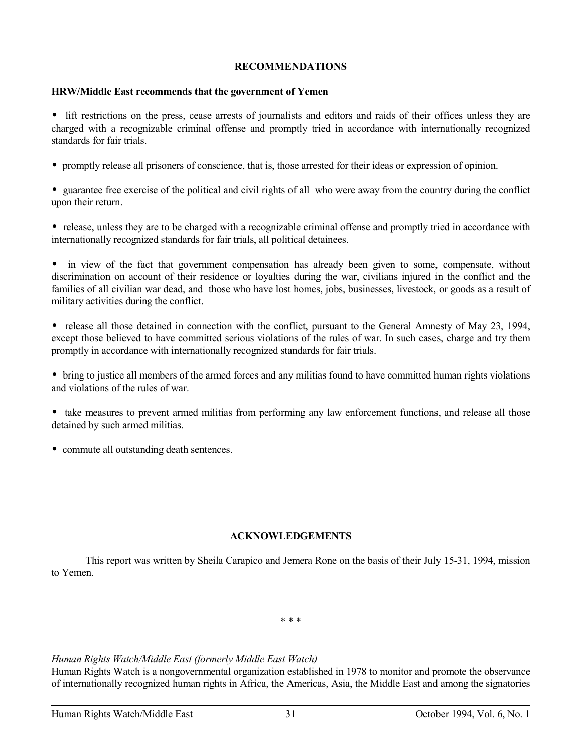## RECOMMENDATIONS

**HRW/Middle East recommends that the government of Yemen**

- lift restrictions on the press, cease arrests of journalists and editors and raids of their offices unless they are charged with a recognizable criminal offense and promptly tried in accordance with internationally recognized standards for fair trials.

- promptly release all prisoners of conscience, that is, those arrested for their ideas or expression of opinion.

- guarantee free exercise of the political and civil rights of all who were away from the country during the conflict upon their return.

- release, unless they are to be charged with a recognizable criminal offense and promptly tried in accordance with internationally recognized standards for fair trials, all political detainees.

- in view of the fact that government compensation has already been given to some, compensate, without discrimination on account of their residence or loyalties during the war, civilians injured in the conflict and the families of all civilian war dead, and those who have lost homes, jobs, businesses, livestock, or goods as a result of military activities during the conflict.

- release all those detained in connection with the conflict, pursuant to the General Amnesty of May 23, 1994, except those believed to have committed serious violations of the rules of war. In such cases, charge and try them promptly in accordance with internationally recognized standards for fair trials.

- bring to justice all members of the armed forces and any militias found to have committed human rights violations and violations of the rules of war.

- take measures to prevent armed militias from performing any law enforcement functions, and release all those detained by such armed militias.

- commute all outstanding death sentences.

## ACKNOWLEDGEMENTS

This report was written by Sheila Carapico and Jemera Rone on the basis of their July 15-31, 1994, mission to Yemen.

\* \* \*

*Human Rights Watch/Middle East (formerly Middle East Watch)*
Human Rights Watch is a nongovernmental organization established in 1978 to monitor and promote the observance of internationally recognized human rights in Africa, the Americas, Asia, the Middle East and among the signatories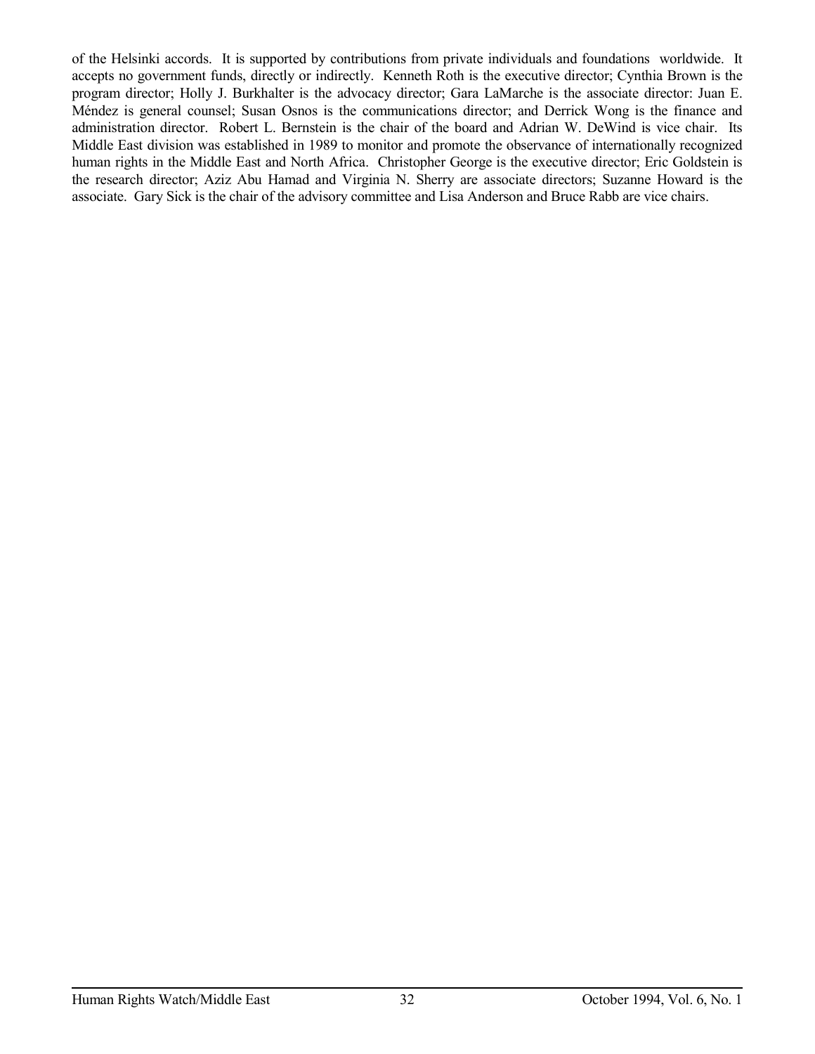of the Helsinki accords. It is supported by contributions from private individuals and foundations worldwide. It accepts no government funds, directly or indirectly. Kenneth Roth is the executive director; Cynthia Brown is the program director; Holly J. Burkhalter is the advocacy director; Gara LaMarche is the associate director: Juan E. Méndez is general counsel; Susan Osnos is the communications director; and Derrick Wong is the finance and administration director. Robert L. Bernstein is the chair of the board and Adrian W. DeWind is vice chair. Its Middle East division was established in 1989 to monitor and promote the observance of internationally recognized human rights in the Middle East and North Africa. Christopher George is the executive director; Eric Goldstein is the research director; Aziz Abu Hamad and Virginia N. Sherry are associate directors; Suzanne Howard is the associate. Gary Sick is the chair of the advisory committee and Lisa Anderson and Bruce Rabb are vice chairs.